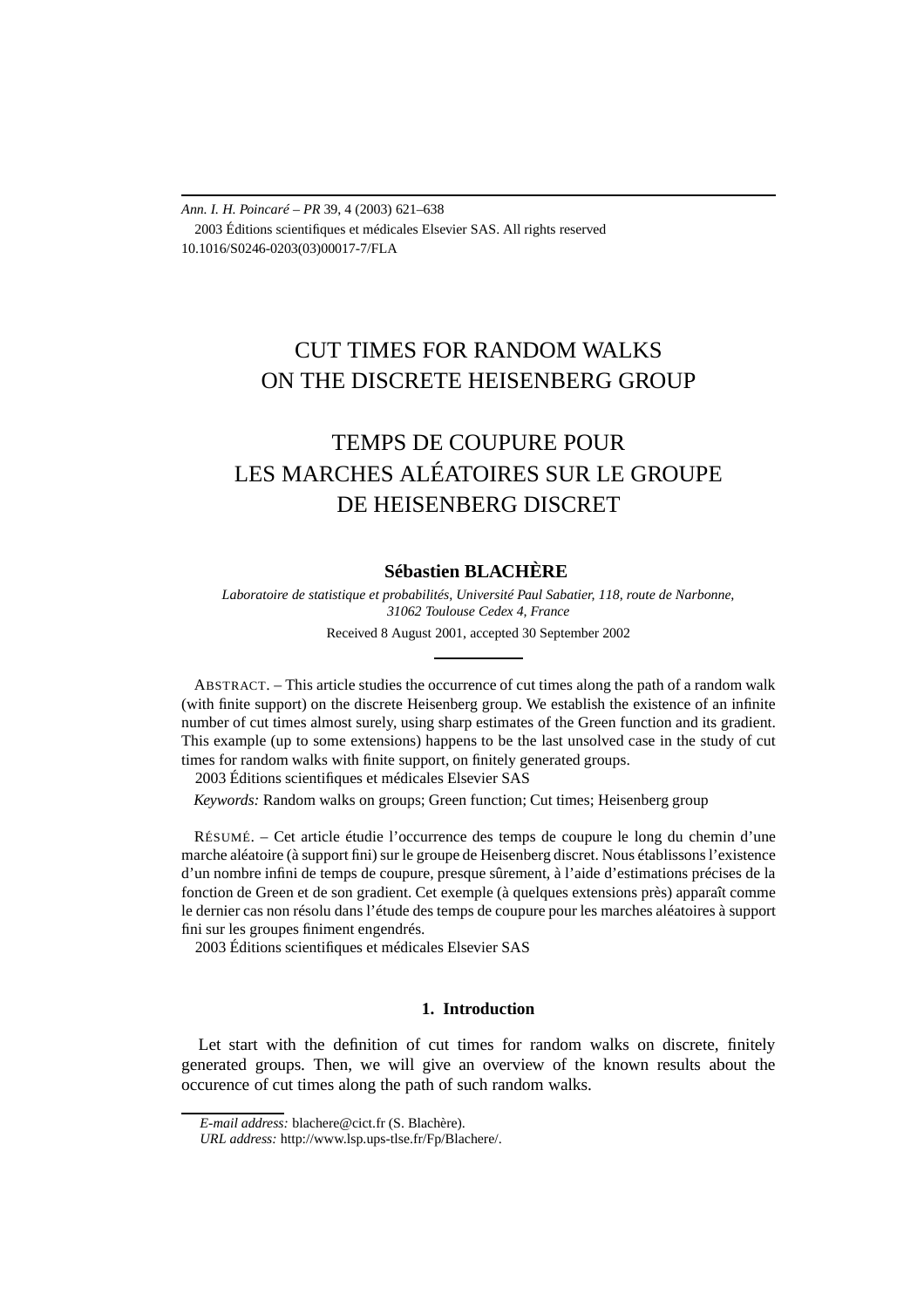Ann. I. H. Poincaré – PR 39, 4 (2003) 621–638
2003 Éditions scientifiques et médicales Elsevier SAS. All rights reserved
10.1016/S0246-0203(03)00017-7/FLA

# CUT TIMES FOR RANDOM WALKS ON THE DISCRETE HEISENBERG GROUP

# TEMPS DE COUPURE POUR LES MARCHES ALÉATOIRES SUR LE GROUPE DE HEISENBERG DISCRET

**Sébastien BLACHÈRE**

*Laboratoire de statistique et probabilités, Université Paul Sabatier, 118, route de Narbonne, 31062 Toulouse Cedex 4, France*

Received 8 August 2001, accepted 30 September 2002

ABSTRACT. – This article studies the occurrence of cut times along the path of a random walk (with finite support) on the discrete Heisenberg group. We establish the existence of an infinite number of cut times almost surely, using sharp estimates of the Green function and its gradient. This example (up to some extensions) happens to be the last unsolved case in the study of cut times for random walks with finite support, on finitely generated groups.
2003 Éditions scientifiques et médicales Elsevier SAS

*Keywords:* Random walks on groups; Green function; Cut times; Heisenberg group

RÉSUMÉ. – Cet article étudie l'occurrence des temps de coupure le long du chemin d'une marche aléatoire (à support fini) sur le groupe de Heisenberg discret. Nous établissons l'existence d'un nombre infini de temps de coupure, presque sûrement, à l'aide d'estimations précises de la fonction de Green et de son gradient. Cet exemple (à quelques extensions près) apparaît comme le dernier cas non résolu dans l'étude des temps de coupure pour les marches aléatoires à support fini sur les groupes finiment engendrés.
2003 Éditions scientifiques et médicales Elsevier SAS

## 1. Introduction

Let start with the definition of cut times for random walks on discrete, finitely generated groups. Then, we will give an overview of the known results about the occurence of cut times along the path of such random walks.

*E-mail address:* blachere@cict.fr (S. Blachère).
*URL address:* http://www.lsp.ups-tlse.fr/Fp/Blachere/.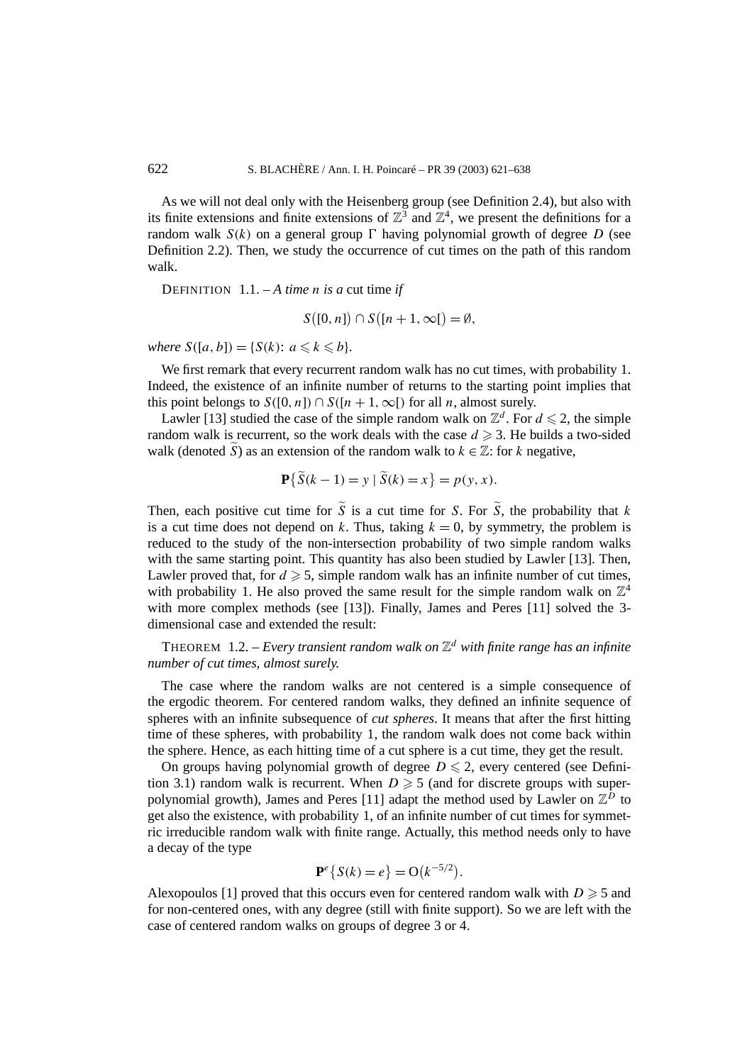As we will not deal only with the Heisenberg group (see Definition 2.4), but also with its finite extensions and finite extensions of $\mathbb{Z}^3$ and $\mathbb{Z}^4$, we present the definitions for a random walk $S(k)$ on a general group $\Gamma$ having polynomial growth of degree $D$ (see Definition 2.2). Then, we study the occurrence of cut times on the path of this random walk.

DEFINITION 1.1. – *A time $n$ is a* cut time *if*

$$S([0,n]) \cap S([n+1,\infty[) = \emptyset,$$

*where* $S([a,b]) = \{S(k)\colon a \leqslant k \leqslant b\}$.

We first remark that every recurrent random walk has no cut times, with probability 1. Indeed, the existence of an infinite number of returns to the starting point implies that this point belongs to $S([0,n]) \cap S([n+1,\infty[)$ for all $n$, almost surely.

Lawler [13] studied the case of the simple random walk on $\mathbb{Z}^d$. For $d \leqslant 2$, the simple random walk is recurrent, so the work deals with the case $d \geqslant 3$. He builds a two-sided walk (denoted $\widetilde{S}$) as an extension of the random walk to $k \in \mathbb{Z}$: for $k$ negative,

$$\mathbf{P}\{\widetilde{S}(k-1) = y \mid \widetilde{S}(k) = x\} = p(y,x).$$

Then, each positive cut time for $\widetilde{S}$ is a cut time for $S$. For $\widetilde{S}$, the probability that $k$ is a cut time does not depend on $k$. Thus, taking $k = 0$, by symmetry, the problem is reduced to the study of the non-intersection probability of two simple random walks with the same starting point. This quantity has also been studied by Lawler [13]. Then, Lawler proved that, for $d \geqslant 5$, simple random walk has an infinite number of cut times, with probability 1. He also proved the same result for the simple random walk on $\mathbb{Z}^4$ with more complex methods (see [13]). Finally, James and Peres [11] solved the 3-dimensional case and extended the result:

THEOREM 1.2. – *Every transient random walk on $\mathbb{Z}^d$ with finite range has an infinite number of cut times, almost surely.*

The case where the random walks are not centered is a simple consequence of the ergodic theorem. For centered random walks, they defined an infinite sequence of spheres with an infinite subsequence of *cut spheres*. It means that after the first hitting time of these spheres, with probability 1, the random walk does not come back within the sphere. Hence, as each hitting time of a cut sphere is a cut time, they get the result.

On groups having polynomial growth of degree $D \leqslant 2$, every centered (see Definition 3.1) random walk is recurrent. When $D \geqslant 5$ (and for discrete groups with superpolynomial growth), James and Peres [11] adapt the method used by Lawler on $\mathbb{Z}^D$ to get also the existence, with probability 1, of an infinite number of cut times for symmetric irreducible random walk with finite range. Actually, this method needs only to have a decay of the type

$$\mathbf{P}^e\{S(k) = e\} = \mathrm{O}(k^{-5/2}).$$

Alexopoulos [1] proved that this occurs even for centered random walk with $D \geqslant 5$ and for non-centered ones, with any degree (still with finite support). So we are left with the case of centered random walks on groups of degree 3 or 4.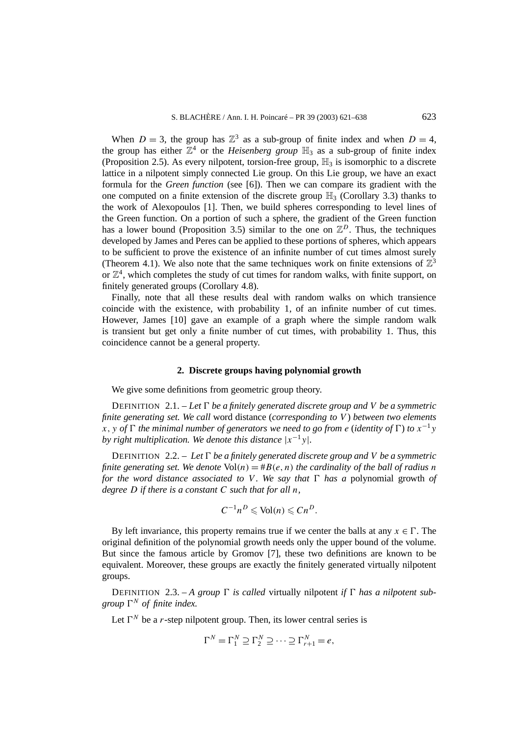When $D = 3$, the group has $\mathbb{Z}^3$ as a sub-group of finite index and when $D = 4$, the group has either $\mathbb{Z}^4$ or the *Heisenberg group* $\mathbb{H}_3$ as a sub-group of finite index (Proposition 2.5). As every nilpotent, torsion-free group, $\mathbb{H}_3$ is isomorphic to a discrete lattice in a nilpotent simply connected Lie group. On this Lie group, we have an exact formula for the *Green function* (see [6]). Then we can compare its gradient with the one computed on a finite extension of the discrete group $\mathbb{H}_3$ (Corollary 3.3) thanks to the work of Alexopoulos [1]. Then, we build spheres corresponding to level lines of the Green function. On a portion of such a sphere, the gradient of the Green function has a lower bound (Proposition 3.5) similar to the one on $\mathbb{Z}^D$. Thus, the techniques developed by James and Peres can be applied to these portions of spheres, which appears to be sufficient to prove the existence of an infinite number of cut times almost surely (Theorem 4.1). We also note that the same techniques work on finite extensions of $\mathbb{Z}^3$ or $\mathbb{Z}^4$, which completes the study of cut times for random walks, with finite support, on finitely generated groups (Corollary 4.8).

Finally, note that all these results deal with random walks on which transience coincide with the existence, with probability 1, of an infinite number of cut times. However, James [10] gave an example of a graph where the simple random walk is transient but get only a finite number of cut times, with probability 1. Thus, this coincidence cannot be a general property.

## 2. Discrete groups having polynomial growth

We give some definitions from geometric group theory.

DEFINITION 2.1. – *Let $\Gamma$ be a finitely generated discrete group and $V$ be a symmetric finite generating set. We call* word distance (*corresponding to $V$*) *between two elements $x$, $y$ of $\Gamma$ the minimal number of generators we need to go from $e$ (identity of $\Gamma$) to $x^{-1}y$ by right multiplication. We denote this distance $|x^{-1}y|$.*

DEFINITION 2.2. – *Let $\Gamma$ be a finitely generated discrete group and $V$ be a symmetric finite generating set. We denote $\mathrm{Vol}(n) = \#B(e,n)$ the cardinality of the ball of radius $n$ for the word distance associated to $V$. We say that $\Gamma$ has a* polynomial growth *of degree $D$ if there is a constant $C$ such that for all $n$,*

$$C^{-1}n^D \leqslant \mathrm{Vol}(n) \leqslant Cn^D.$$

By left invariance, this property remains true if we center the balls at any $x \in \Gamma$. The original definition of the polynomial growth needs only the upper bound of the volume. But since the famous article by Gromov [7], these two definitions are known to be equivalent. Moreover, these groups are exactly the finitely generated virtually nilpotent groups.

DEFINITION 2.3. – *A group $\Gamma$ is called* virtually nilpotent *if $\Gamma$ has a nilpotent sub-group $\Gamma^N$ of finite index.*

Let $\Gamma^N$ be a $r$-step nilpotent group. Then, its lower central series is

$$\Gamma^N = \Gamma_1^N \supseteq \Gamma_2^N \supseteq \cdots \supseteq \Gamma_{r+1}^N = e,$$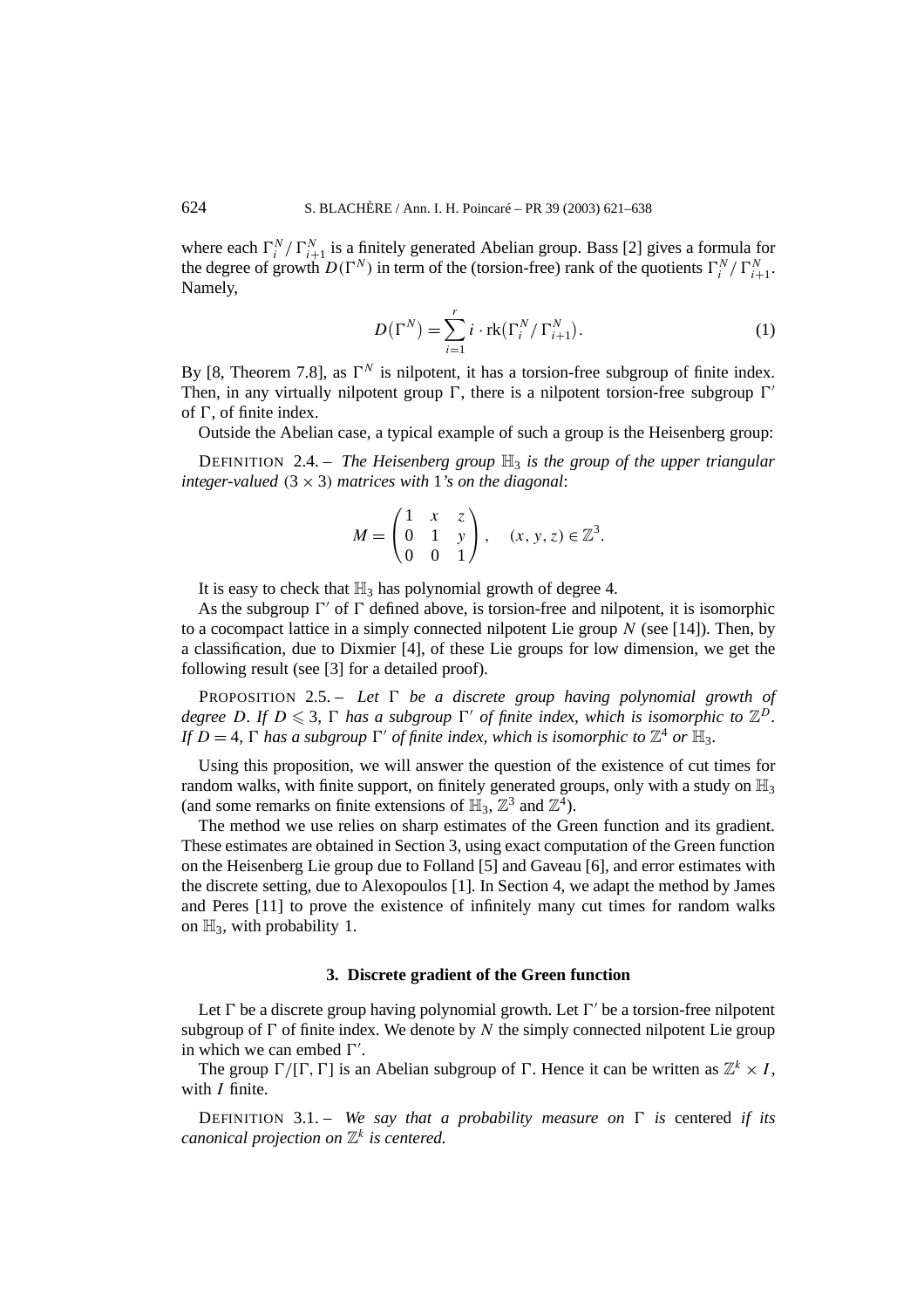where each $\Gamma_i^N / \Gamma_{i+1}^N$ is a finitely generated Abelian group. Bass [2] gives a formula for the degree of growth $D(\Gamma^N)$ in term of the (torsion-free) rank of the quotients $\Gamma_i^N / \Gamma_{i+1}^N$. Namely,

$$D(\Gamma^N) = \sum_{i=1}^{r} i \cdot \mathrm{rk}(\Gamma_i^N / \Gamma_{i+1}^N). \tag{1}$$

By [8, Theorem 7.8], as $\Gamma^N$ is nilpotent, it has a torsion-free subgroup of finite index. Then, in any virtually nilpotent group $\Gamma$, there is a nilpotent torsion-free subgroup $\Gamma'$ of $\Gamma$, of finite index.

Outside the Abelian case, a typical example of such a group is the Heisenberg group:

DEFINITION 2.4. – *The Heisenberg group $\mathbb{H}_3$ is the group of the upper triangular integer-valued $(3 \times 3)$ matrices with* 1*'s on the diagonal*:

$$M = \begin{pmatrix} 1 & x & z \\ 0 & 1 & y \\ 0 & 0 & 1 \end{pmatrix}, \quad (x, y, z) \in \mathbb{Z}^3.$$

It is easy to check that $\mathbb{H}_3$ has polynomial growth of degree 4.

As the subgroup $\Gamma'$ of $\Gamma$ defined above, is torsion-free and nilpotent, it is isomorphic to a cocompact lattice in a simply connected nilpotent Lie group $N$ (see [14]). Then, by a classification, due to Dixmier [4], of these Lie groups for low dimension, we get the following result (see [3] for a detailed proof).

PROPOSITION 2.5. – *Let $\Gamma$ be a discrete group having polynomial growth of degree $D$. If $D \leqslant 3$, $\Gamma$ has a subgroup $\Gamma'$ of finite index, which is isomorphic to $\mathbb{Z}^D$. If $D = 4$, $\Gamma$ has a subgroup $\Gamma'$ of finite index, which is isomorphic to $\mathbb{Z}^4$ or $\mathbb{H}_3$.*

Using this proposition, we will answer the question of the existence of cut times for random walks, with finite support, on finitely generated groups, only with a study on $\mathbb{H}_3$ (and some remarks on finite extensions of $\mathbb{H}_3$, $\mathbb{Z}^3$ and $\mathbb{Z}^4$).

The method we use relies on sharp estimates of the Green function and its gradient. These estimates are obtained in Section 3, using exact computation of the Green function on the Heisenberg Lie group due to Folland [5] and Gaveau [6], and error estimates with the discrete setting, due to Alexopoulos [1]. In Section 4, we adapt the method by James and Peres [11] to prove the existence of infinitely many cut times for random walks on $\mathbb{H}_3$, with probability 1.

## 3. Discrete gradient of the Green function

Let $\Gamma$ be a discrete group having polynomial growth. Let $\Gamma'$ be a torsion-free nilpotent subgroup of $\Gamma$ of finite index. We denote by $N$ the simply connected nilpotent Lie group in which we can embed $\Gamma'$.

The group $\Gamma/[\Gamma, \Gamma]$ is an Abelian subgroup of $\Gamma$. Hence it can be written as $\mathbb{Z}^k \times I$, with $I$ finite.

DEFINITION 3.1. – *We say that a probability measure on $\Gamma$ is* centered *if its canonical projection on $\mathbb{Z}^k$ is centered.*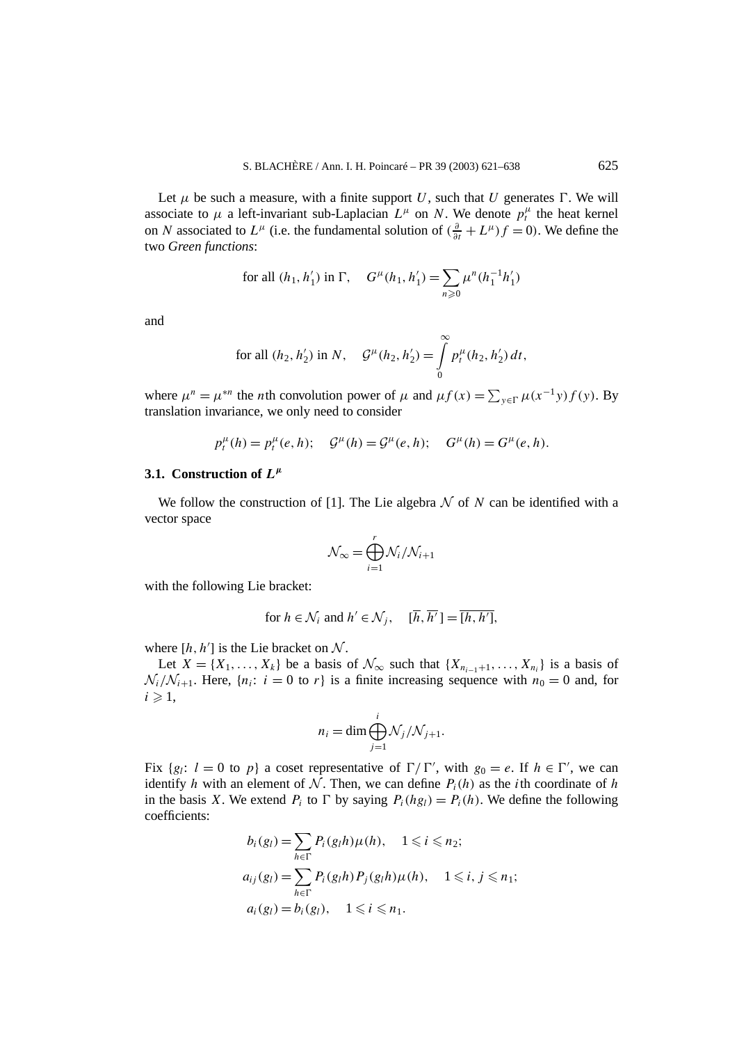Let $\mu$ be such a measure, with a finite support $U$, such that $U$ generates $\Gamma$. We will associate to $\mu$ a left-invariant sub-Laplacian $L^\mu$ on $N$. We denote $p_t^\mu$ the heat kernel on $N$ associated to $L^\mu$ (i.e. the fundamental solution of $(\frac{\partial}{\partial t} + L^\mu) f = 0$). We define the two *Green functions*:

$$\text{for all } (h_1, h_1') \text{ in } \Gamma, \quad G^\mu(h_1, h_1') = \sum_{n \geqslant 0} \mu^n(h_1^{-1} h_1')$$

and

$$\text{for all } (h_2, h_2') \text{ in } N, \quad \mathcal{G}^\mu(h_2, h_2') = \int_0^\infty p_t^\mu(h_2, h_2')\, dt,$$

where $\mu^n = \mu^{*n}$ the $n$th convolution power of $\mu$ and $\mu f(x) = \sum_{y \in \Gamma} \mu(x^{-1}y) f(y)$. By translation invariance, we only need to consider

$$p_t^\mu(h) = p_t^\mu(e, h); \quad \mathcal{G}^\mu(h) = \mathcal{G}^\mu(e, h); \quad G^\mu(h) = G^\mu(e, h).$$

### 3.1. Construction of $L^\mu$

We follow the construction of [1]. The Lie algebra $\mathcal{N}$ of $N$ can be identified with a vector space

$$\mathcal{N}_\infty = \bigoplus_{i=1}^{r} \mathcal{N}_i / \mathcal{N}_{i+1}$$

with the following Lie bracket:

$$\text{for } h \in \mathcal{N}_i \text{ and } h' \in \mathcal{N}_j, \quad [\overline{h}, \overline{h'}] = \overline{[h, h']},$$

where $[h, h']$ is the Lie bracket on $\mathcal{N}$.

Let $X = \{X_1, \ldots, X_k\}$ be a basis of $\mathcal{N}_\infty$ such that $\{X_{n_{i-1}+1}, \ldots, X_{n_i}\}$ is a basis of $\mathcal{N}_i / \mathcal{N}_{i+1}$. Here, $\{n_i\colon i = 0 \text{ to } r\}$ is a finite increasing sequence with $n_0 = 0$ and, for $i \geqslant 1$,

$$n_i = \dim \bigoplus_{j=1}^{i} \mathcal{N}_j / \mathcal{N}_{j+1}.$$

Fix $\{g_l\colon l = 0 \text{ to } p\}$ a coset representative of $\Gamma / \Gamma'$, with $g_0 = e$. If $h \in \Gamma'$, we can identify $h$ with an element of $\mathcal{N}$. Then, we can define $P_i(h)$ as the $i$th coordinate of $h$ in the basis $X$. We extend $P_i$ to $\Gamma$ by saying $P_i(hg_l) = P_i(h)$. We define the following coefficients:

$$
\begin{aligned}
b_i(g_l) &= \sum_{h \in \Gamma} P_i(g_l h) \mu(h), \quad 1 \leqslant i \leqslant n_2; \\
a_{ij}(g_l) &= \sum_{h \in \Gamma} P_i(g_l h) P_j(g_l h) \mu(h), \quad 1 \leqslant i, j \leqslant n_1; \\
a_i(g_l) &= b_i(g_l), \quad 1 \leqslant i \leqslant n_1.
\end{aligned}
$$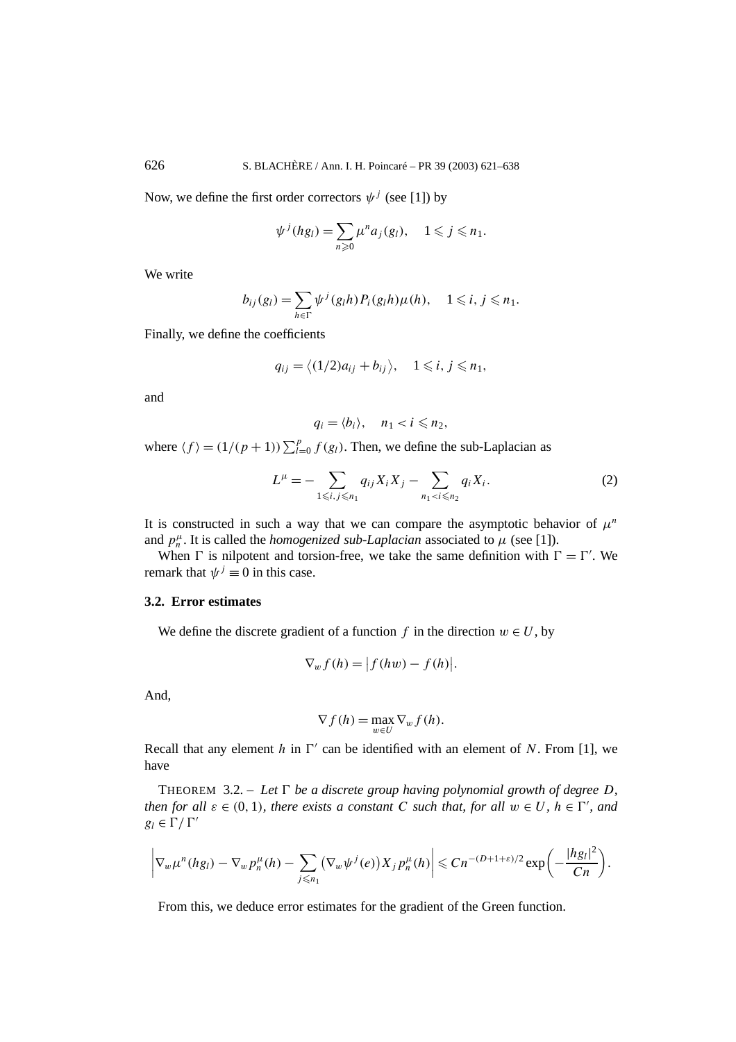Now, we define the first order correctors $\psi^j$ (see [1]) by

$$\psi^j(hg_l) = \sum_{n \geqslant 0} \mu^n a_j(g_l), \quad 1 \leqslant j \leqslant n_1.$$

We write

$$b_{ij}(g_l) = \sum_{h \in \Gamma} \psi^j(g_l h) P_i(g_l h) \mu(h), \quad 1 \leqslant i, j \leqslant n_1.$$

Finally, we define the coefficients

$$q_{ij} = \langle (1/2) a_{ij} + b_{ij} \rangle, \quad 1 \leqslant i, j \leqslant n_1,$$

and

$$q_i = \langle b_i \rangle, \quad n_1 < i \leqslant n_2,$$

where $\langle f \rangle = (1/(p+1)) \sum_{l=0}^{p} f(g_l)$. Then, we define the sub-Laplacian as

$$L^\mu = - \sum_{1 \leqslant i, j \leqslant n_1} q_{ij} X_i X_j - \sum_{n_1 < i \leqslant n_2} q_i X_i. \tag{2}$$

It is constructed in such a way that we can compare the asymptotic behavior of $\mu^n$ and $p_n^\mu$. It is called the *homogenized sub-Laplacian* associated to $\mu$ (see [1]).

When $\Gamma$ is nilpotent and torsion-free, we take the same definition with $\Gamma = \Gamma'$. We remark that $\psi^j \equiv 0$ in this case.

### 3.2. Error estimates

We define the discrete gradient of a function $f$ in the direction $w \in U$, by

$$\nabla_w f(h) = \left| f(hw) - f(h) \right|.$$

And,

$$\nabla f(h) = \max_{w \in U} \nabla_w f(h).$$

Recall that any element $h$ in $\Gamma'$ can be identified with an element of $N$. From [1], we have

THEOREM 3.2. – *Let $\Gamma$ be a discrete group having polynomial growth of degree $D$, then for all $\varepsilon \in (0, 1)$, there exists a constant $C$ such that, for all $w \in U$, $h \in \Gamma'$, and $g_l \in \Gamma / \Gamma'$*

$$\left| \nabla_w \mu^n(hg_l) - \nabla_w p_n^\mu(h) - \sum_{j \leqslant n_1} \left( \nabla_w \psi^j(e) \right) X_j p_n^\mu(h) \right| \leqslant C n^{-(D+1+\varepsilon)/2} \exp\left( -\frac{|hg_l|^2}{Cn} \right).$$

From this, we deduce error estimates for the gradient of the Green function.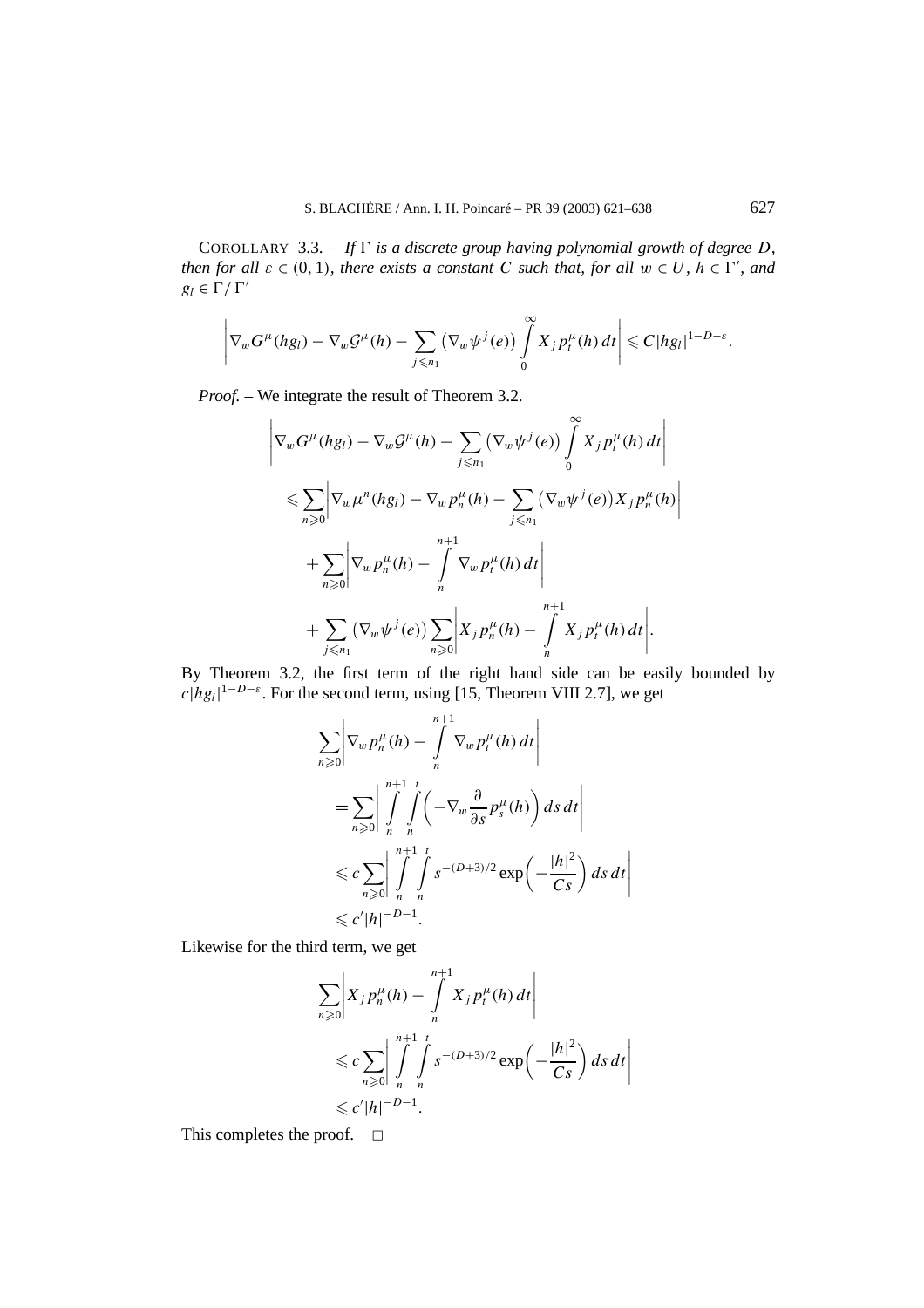COROLLARY 3.3. – *If $\Gamma$ is a discrete group having polynomial growth of degree $D$, then for all $\varepsilon \in (0,1)$, there exists a constant $C$ such that, for all $w \in U$, $h \in \Gamma'$, and $g_l \in \Gamma/\Gamma'$*

$$\left| \nabla_w G^\mu(hg_l) - \nabla_w \mathcal{G}^\mu(h) - \sum_{j \leqslant n_1} \left(\nabla_w \psi^j(e)\right) \int_0^\infty X_j p_t^\mu(h)\, dt \right| \leqslant C|hg_l|^{1-D-\varepsilon}.$$

*Proof.* – We integrate the result of Theorem 3.2.

$$\begin{aligned}
&\left| \nabla_w G^\mu(hg_l) - \nabla_w \mathcal{G}^\mu(h) - \sum_{j \leqslant n_1} \left(\nabla_w \psi^j(e)\right) \int_0^\infty X_j p_t^\mu(h)\, dt \right| \\
&\quad \leqslant \sum_{n \geqslant 0} \left| \nabla_w \mu^n(hg_l) - \nabla_w p_n^\mu(h) - \sum_{j \leqslant n_1} \left(\nabla_w \psi^j(e)\right) X_j p_n^\mu(h) \right| \\
&\qquad + \sum_{n \geqslant 0} \left| \nabla_w p_n^\mu(h) - \int_n^{n+1} \nabla_w p_t^\mu(h)\, dt \right| \\
&\qquad + \sum_{j \leqslant n_1} \left(\nabla_w \psi^j(e)\right) \sum_{n \geqslant 0} \left| X_j p_n^\mu(h) - \int_n^{n+1} X_j p_t^\mu(h)\, dt \right|.
\end{aligned}$$

By Theorem 3.2, the first term of the right hand side can be easily bounded by $c|hg_l|^{1-D-\varepsilon}$. For the second term, using [15, Theorem VIII 2.7], we get

$$\begin{aligned}
&\sum_{n \geqslant 0} \left| \nabla_w p_n^\mu(h) - \int_n^{n+1} \nabla_w p_t^\mu(h)\, dt \right| \\
&\quad = \sum_{n \geqslant 0} \left| \int_n^{n+1} \int_n^t \left( -\nabla_w \frac{\partial}{\partial s} p_s^\mu(h) \right) ds\, dt \right| \\
&\quad \leqslant c \sum_{n \geqslant 0} \left| \int_n^{n+1} \int_n^t s^{-(D+3)/2} \exp\left( -\frac{|h|^2}{Cs} \right) ds\, dt \right| \\
&\quad \leqslant c'|h|^{-D-1}.
\end{aligned}$$

Likewise for the third term, we get

$$\begin{aligned}
&\sum_{n \geqslant 0} \left| X_j p_n^\mu(h) - \int_n^{n+1} X_j p_t^\mu(h)\, dt \right| \\
&\quad \leqslant c \sum_{n \geqslant 0} \left| \int_n^{n+1} \int_n^t s^{-(D+3)/2} \exp\left( -\frac{|h|^2}{Cs} \right) ds\, dt \right| \\
&\quad \leqslant c'|h|^{-D-1}.
\end{aligned}$$

This completes the proof. $\square$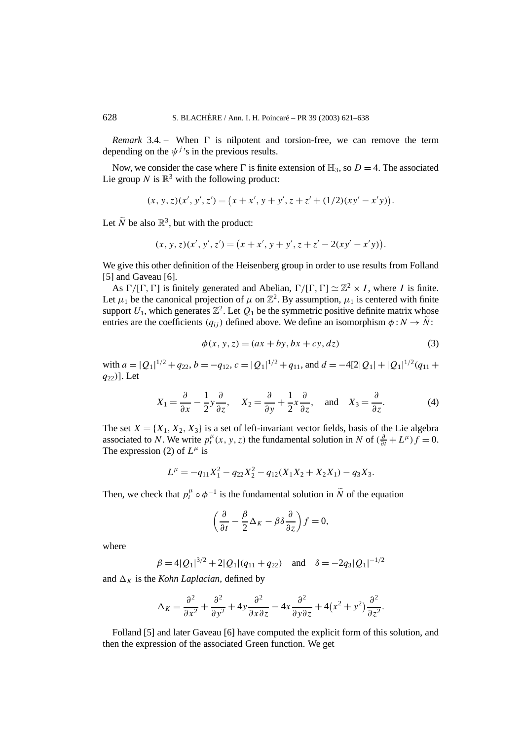*Remark* 3.4. – When $\Gamma$ is nilpotent and torsion-free, we can remove the term depending on the $\psi^j$'s in the previous results.

Now, we consider the case where $\Gamma$ is finite extension of $\mathbb{H}_3$, so $D = 4$. The associated Lie group $N$ is $\mathbb{R}^3$ with the following product:

$$(x, y, z)(x', y', z') = \left(x + x', y + y', z + z' + (1/2)(xy' - x'y)\right).$$

Let $\widetilde{N}$ be also $\mathbb{R}^3$, but with the product:

$$(x, y, z)(x', y', z') = \left(x + x', y + y', z + z' - 2(xy' - x'y)\right).$$

We give this other definition of the Heisenberg group in order to use results from Folland [5] and Gaveau [6].

As $\Gamma/[\Gamma, \Gamma]$ is finitely generated and Abelian, $\Gamma/[\Gamma, \Gamma] \simeq \mathbb{Z}^2 \times I$, where $I$ is finite. Let $\mu_1$ be the canonical projection of $\mu$ on $\mathbb{Z}^2$. By assumption, $\mu_1$ is centered with finite support $U_1$, which generates $\mathbb{Z}^2$. Let $Q_1$ be the symmetric positive definite matrix whose entries are the coefficients $(q_{ij})$ defined above. We define an isomorphism $\phi : N \to \widetilde{N}$:

$$\phi(x, y, z) = (ax + by, bx + cy, dz) \tag{3}$$

with $a = |Q_1|^{1/2} + q_{22}$, $b = -q_{12}$, $c = |Q_1|^{1/2} + q_{11}$, and $d = -4[2|Q_1| + |Q_1|^{1/2}(q_{11} + q_{22})]$. Let

$$X_1 = \frac{\partial}{\partial x} - \frac{1}{2} y \frac{\partial}{\partial z}, \quad X_2 = \frac{\partial}{\partial y} + \frac{1}{2} x \frac{\partial}{\partial z}, \quad \text{and} \quad X_3 = \frac{\partial}{\partial z}. \tag{4}$$

The set $X = \{X_1, X_2, X_3\}$ is a set of left-invariant vector fields, basis of the Lie algebra associated to $N$. We write $p_t^\mu(x, y, z)$ the fundamental solution in $N$ of $(\frac{\partial}{\partial t} + L^\mu) f = 0$. The expression (2) of $L^\mu$ is

$$L^\mu = -q_{11} X_1^2 - q_{22} X_2^2 - q_{12}(X_1 X_2 + X_2 X_1) - q_3 X_3.$$

Then, we check that $p_t^\mu \circ \phi^{-1}$ is the fundamental solution in $\widetilde{N}$ of the equation

$$\left(\frac{\partial}{\partial t} - \frac{\beta}{2} \Delta_K - \beta\delta \frac{\partial}{\partial z}\right) f = 0,$$

where

$$\beta = 4|Q_1|^{3/2} + 2|Q_1|(q_{11} + q_{22}) \quad \text{and} \quad \delta = -2q_3|Q_1|^{-1/2}$$

and $\Delta_K$ is the *Kohn Laplacian*, defined by

$$\Delta_K = \frac{\partial^2}{\partial x^2} + \frac{\partial^2}{\partial y^2} + 4y \frac{\partial^2}{\partial x \partial z} - 4x \frac{\partial^2}{\partial y \partial z} + 4\left(x^2 + y^2\right) \frac{\partial^2}{\partial z^2}.$$

Folland [5] and later Gaveau [6] have computed the explicit form of this solution, and then the expression of the associated Green function. We get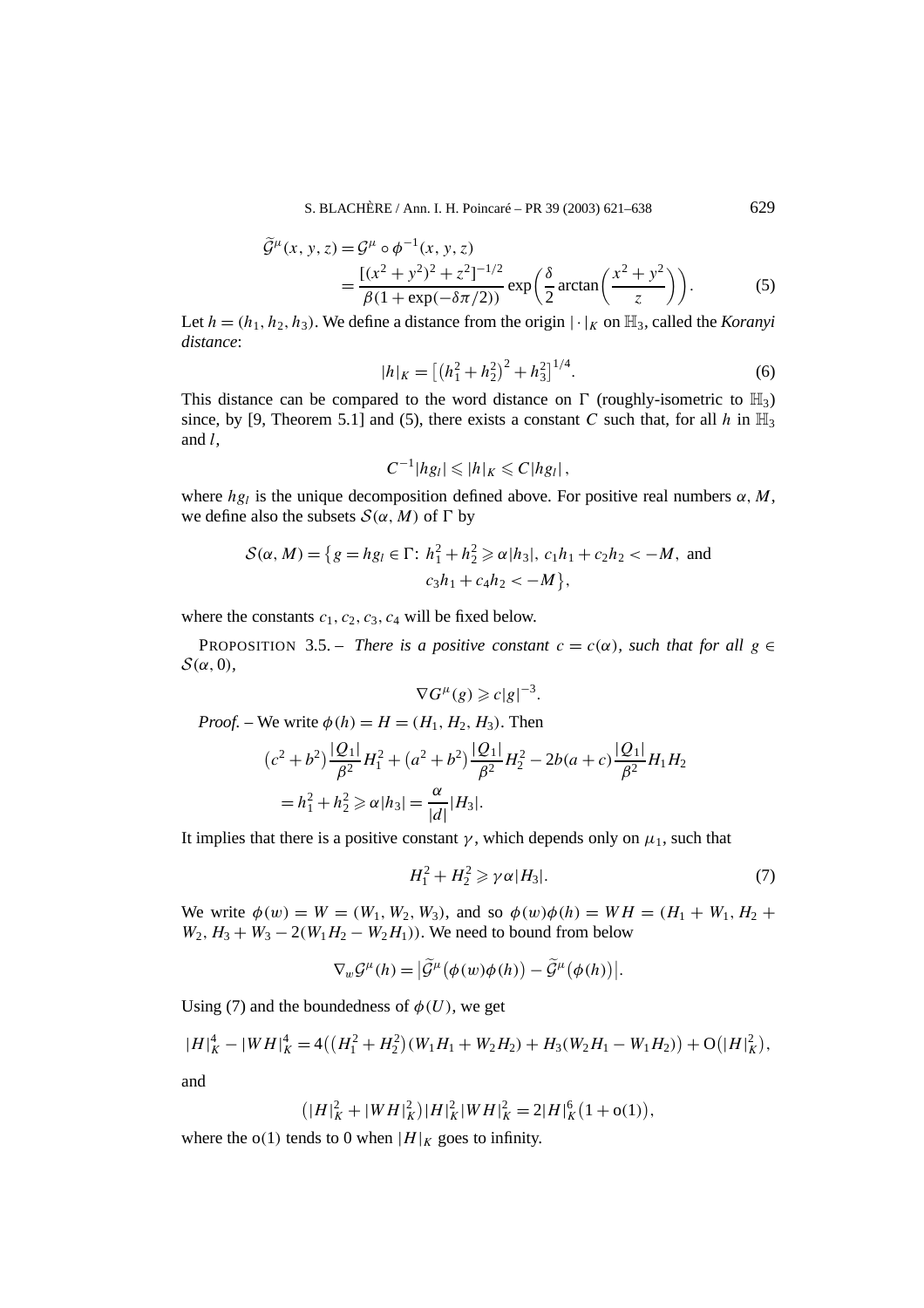$$\begin{aligned}\widetilde{\mathcal{G}}^{\mu}(x,y,z) &= \mathcal{G}^{\mu}\circ\phi^{-1}(x,y,z)\\ &= \frac{[(x^2+y^2)^2+z^2]^{-1/2}}{\beta(1+\exp(-\delta\pi/2))}\exp\left(\frac{\delta}{2}\arctan\left(\frac{x^2+y^2}{z}\right)\right).\end{aligned}\tag{5}$$

Let $h=(h_1,h_2,h_3)$. We define a distance from the origin $|\cdot|_K$ on $\mathbb{H}_3$, called the *Koranyi distance*:

$$|h|_K = \left[\left(h_1^2+h_2^2\right)^2+h_3^2\right]^{1/4}.\tag{6}$$

This distance can be compared to the word distance on $\Gamma$ (roughly-isometric to $\mathbb{H}_3$) since, by [9, Theorem 5.1] and (5), there exists a constant $C$ such that, for all $h$ in $\mathbb{H}_3$ and $l$,

$$C^{-1}|hg_l| \leqslant |h|_K \leqslant C|hg_l|,$$

where $hg_l$ is the unique decomposition defined above. For positive real numbers $\alpha, M$, we define also the subsets $\mathcal{S}(\alpha,M)$ of $\Gamma$ by

$$\mathcal{S}(\alpha,M)=\bigl\{g=hg_l\in\Gamma\colon\ h_1^2+h_2^2\geqslant\alpha|h_3|,\ c_1h_1+c_2h_2<-M,\ \text{and}\\ c_3h_1+c_4h_2<-M\bigr\},$$

where the constants $c_1,c_2,c_3,c_4$ will be fixed below.

PROPOSITION 3.5. – *There is a positive constant $c=c(\alpha)$, such that for all $g\in\mathcal{S}(\alpha,0)$,*

$$\nabla G^{\mu}(g)\geqslant c|g|^{-3}.$$

*Proof.* – We write $\phi(h)=H=(H_1,H_2,H_3)$. Then

$$\begin{aligned}&\left(c^2+b^2\right)\frac{|Q_1|}{\beta^2}H_1^2+\left(a^2+b^2\right)\frac{|Q_1|}{\beta^2}H_2^2-2b(a+c)\frac{|Q_1|}{\beta^2}H_1H_2\\ &\quad=h_1^2+h_2^2\geqslant\alpha|h_3|=\frac{\alpha}{|d|}|H_3|.\end{aligned}$$

It implies that there is a positive constant $\gamma$, which depends only on $\mu_1$, such that

$$H_1^2+H_2^2\geqslant\gamma\alpha|H_3|.\tag{7}$$

We write $\phi(w)=W=(W_1,W_2,W_3)$, and so $\phi(w)\phi(h)=WH=(H_1+W_1,H_2+W_2,H_3+W_3-2(W_1H_2-W_2H_1))$. We need to bound from below

$$\nabla_w\mathcal{G}^{\mu}(h)=\left|\widetilde{\mathcal{G}}^{\mu}\bigl(\phi(w)\phi(h)\bigr)-\widetilde{\mathcal{G}}^{\mu}\bigl(\phi(h)\bigr)\right|.$$

Using (7) and the boundedness of $\phi(U)$, we get

$$|H|_K^4-|WH|_K^4=4\bigl(\bigl(H_1^2+H_2^2\bigr)(W_1H_1+W_2H_2)+H_3(W_2H_1-W_1H_2)\bigr)+\mathrm{O}\bigl(|H|_K^2\bigr),$$

and

$$\bigl(|H|_K^2+|WH|_K^2\bigr)|H|_K^2|WH|_K^2=2|H|_K^6\bigl(1+\mathrm{o}(1)\bigr),$$

where the $\mathrm{o}(1)$ tends to 0 when $|H|_K$ goes to infinity.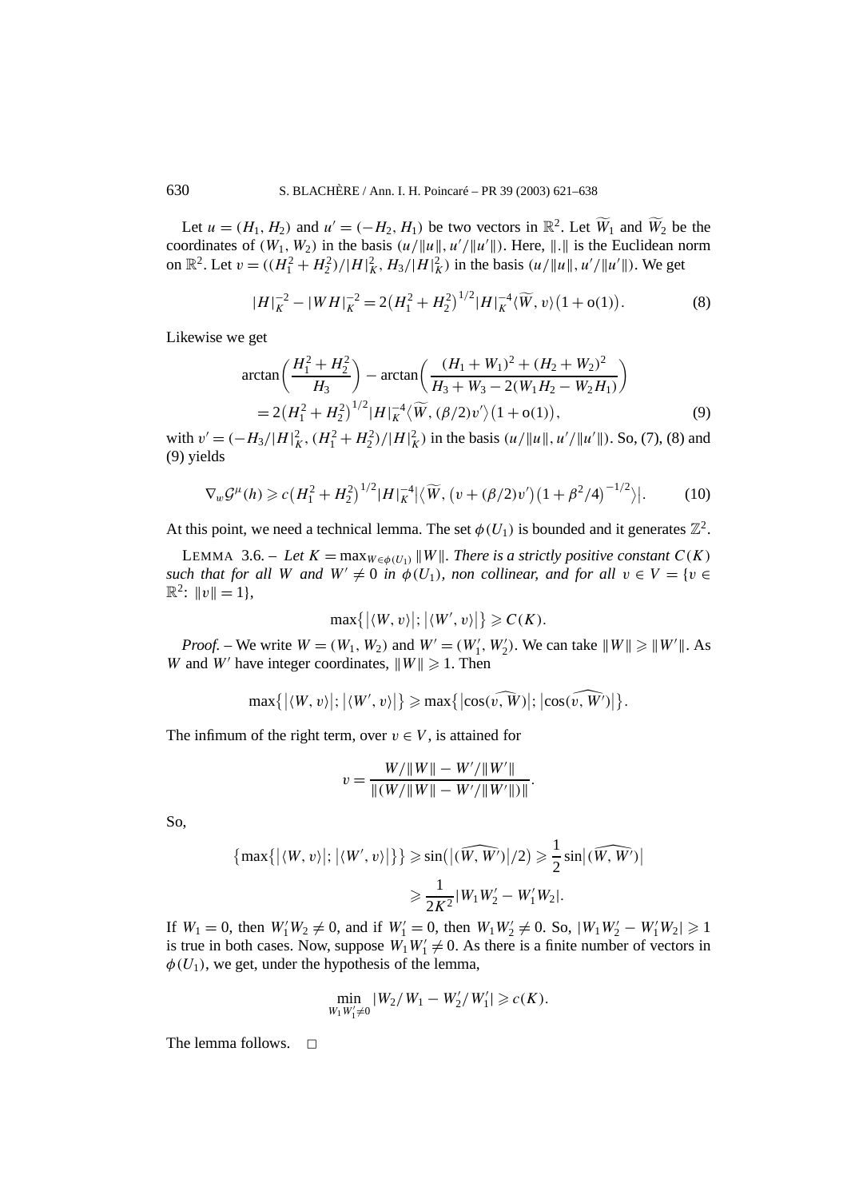Let $u = (H_1, H_2)$ and $u' = (-H_2, H_1)$ be two vectors in $\mathbb{R}^2$. Let $\widetilde{W}_1$ and $\widetilde{W}_2$ be the coordinates of $(W_1, W_2)$ in the basis $(u/\|u\|, u'/\|u'\|)$. Here, $\|.\|$ is the Euclidean norm on $\mathbb{R}^2$. Let $v = ((H_1^2 + H_2^2)/|H|_K^2, H_3/|H|_K^2)$ in the basis $(u/\|u\|, u'/\|u'\|)$. We get

$$|H|_K^{-2} - |WH|_K^{-2} = 2\big(H_1^2 + H_2^2\big)^{1/2}|H|_K^{-4}\langle \widetilde{W}, v\rangle\big(1 + \mathrm{o}(1)\big). \tag{8}$$

Likewise we get

$$\begin{aligned}
&\arctan\bigg(\frac{H_1^2 + H_2^2}{H_3}\bigg) - \arctan\bigg(\frac{(H_1 + W_1)^2 + (H_2 + W_2)^2}{H_3 + W_3 - 2(W_1H_2 - W_2H_1)}\bigg) \\
&\quad = 2\big(H_1^2 + H_2^2\big)^{1/2}|H|_K^{-4}\big\langle \widetilde{W}, (\beta/2)v'\big\rangle\big(1 + \mathrm{o}(1)\big),
\end{aligned} \tag{9}$$

with $v' = (-H_3/|H|_K^2, (H_1^2 + H_2^2)/|H|_K^2)$ in the basis $(u/\|u\|, u'/\|u'\|)$. So, (7), (8) and (9) yields

$$\nabla_w \mathcal{G}^\mu(h) \geqslant c\big(H_1^2 + H_2^2\big)^{1/2}|H|_K^{-4}\big|\big\langle \widetilde{W}, \big(v + (\beta/2)v'\big)\big(1 + \beta^2/4\big)^{-1/2}\big\rangle\big|. \tag{10}$$

At this point, we need a technical lemma. The set $\phi(U_1)$ is bounded and it generates $\mathbb{Z}^2$.

LEMMA 3.6. – *Let $K = \max_{W \in \phi(U_1)} \|W\|$. There is a strictly positive constant $C(K)$ such that for all $W$ and $W' \neq 0$ in $\phi(U_1)$, non collinear, and for all $v \in V = \{v \in \mathbb{R}^2\colon \|v\| = 1\}$,*

$$\max\big\{\big|\langle W, v\rangle\big|; \big|\langle W', v\rangle\big|\big\} \geqslant C(K).$$

*Proof.* – We write $W = (W_1, W_2)$ and $W' = (W_1', W_2')$. We can take $\|W\| \geqslant \|W'\|$. As $W$ and $W'$ have integer coordinates, $\|W\| \geqslant 1$. Then

$$\max\big\{\big|\langle W, v\rangle\big|; \big|\langle W', v\rangle\big|\big\} \geqslant \max\big\{\big|\cos(\widehat{v, W})\big|; \big|\cos(\widehat{v, W'})\big|\big\}.$$

The infimum of the right term, over $v \in V$, is attained for

$$v = \frac{W/\|W\| - W'/\|W'\|}{\|(W/\|W\| - W'/\|W'\|)\|}.$$

So,

$$\begin{aligned}
\big\{\max\big\{\big|\langle W, v\rangle\big|; \big|\langle W', v\rangle\big|\big\}\big\} &\geqslant \sin\big(\big|(\widehat{W, W'})\big|/2\big) \geqslant \frac{1}{2}\sin\big|(\widehat{W, W'})\big| \\
&\geqslant \frac{1}{2K^2}|W_1W_2' - W_1'W_2|.
\end{aligned}$$

If $W_1 = 0$, then $W_1'W_2 \neq 0$, and if $W_1' = 0$, then $W_1W_2' \neq 0$. So, $|W_1W_2' - W_1'W_2| \geqslant 1$ is true in both cases. Now, suppose $W_1W_1' \neq 0$. As there is a finite number of vectors in $\phi(U_1)$, we get, under the hypothesis of the lemma,

$$\min_{W_1W_1' \neq 0} |W_2/W_1 - W_2'/W_1'| \geqslant c(K).$$

The lemma follows. □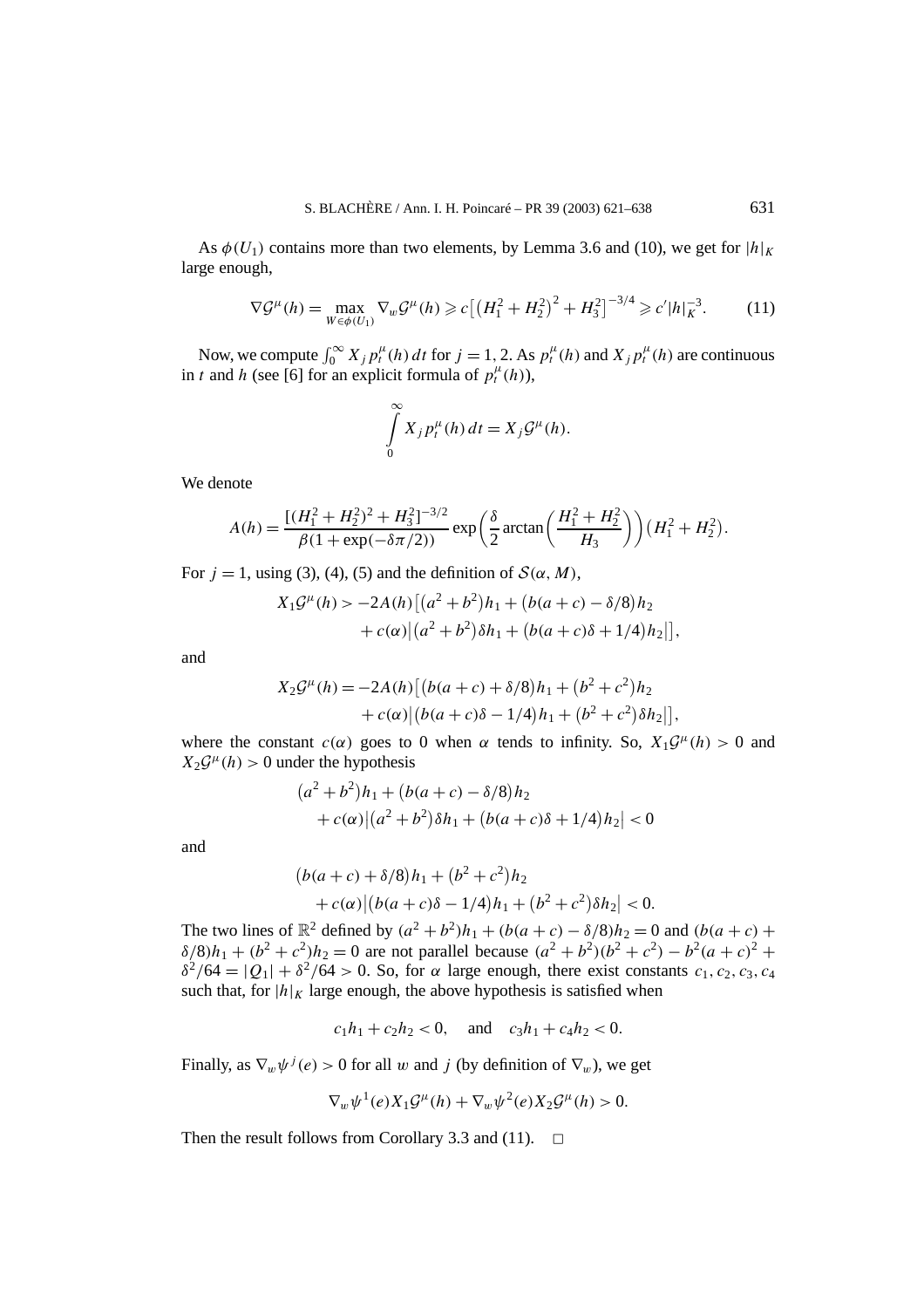As $\phi(U_1)$ contains more than two elements, by Lemma 3.6 and (10), we get for $|h|_K$ large enough,

$$\nabla \mathcal{G}^\mu(h) = \max_{W \in \phi(U_1)} \nabla_w \mathcal{G}^\mu(h) \geqslant c\left[\left(H_1^2 + H_2^2\right)^2 + H_3^2\right]^{-3/4} \geqslant c'|h|_K^{-3}. \tag{11}$$

Now, we compute $\int_0^\infty X_j p_t^\mu(h)\,dt$ for $j = 1, 2$. As $p_t^\mu(h)$ and $X_j p_t^\mu(h)$ are continuous in $t$ and $h$ (see [6] for an explicit formula of $p_t^\mu(h)$),

$$\int_0^\infty X_j p_t^\mu(h)\,dt = X_j \mathcal{G}^\mu(h).$$

We denote

$$A(h) = \frac{[(H_1^2 + H_2^2)^2 + H_3^2]^{-3/2}}{\beta(1 + \exp(-\delta\pi/2))} \exp\left(\frac{\delta}{2} \arctan\left(\frac{H_1^2 + H_2^2}{H_3}\right)\right)\left(H_1^2 + H_2^2\right).$$

For $j = 1$, using (3), (4), (5) and the definition of $\mathcal{S}(\alpha, M)$,

$$\begin{aligned} X_1 \mathcal{G}^\mu(h) > -2A(h)\big[&\left(a^2 + b^2\right)h_1 + \left(b(a+c) - \delta/8\right)h_2 \\ &+ c(\alpha)\left|\left(a^2 + b^2\right)\delta h_1 + \left(b(a+c)\delta + 1/4\right)h_2\right|\big], \end{aligned}$$

and

$$\begin{aligned} X_2 \mathcal{G}^\mu(h) = -2A(h)\big[&\left(b(a+c) + \delta/8\right)h_1 + \left(b^2 + c^2\right)h_2 \\ &+ c(\alpha)\left|\left(b(a+c)\delta - 1/4\right)h_1 + \left(b^2 + c^2\right)\delta h_2\right|\big], \end{aligned}$$

where the constant $c(\alpha)$ goes to 0 when $\alpha$ tends to infinity. So, $X_1 \mathcal{G}^\mu(h) > 0$ and $X_2 \mathcal{G}^\mu(h) > 0$ under the hypothesis

$$\begin{aligned} &\left(a^2 + b^2\right)h_1 + \left(b(a+c) - \delta/8\right)h_2 \\ &\quad + c(\alpha)\left|\left(a^2 + b^2\right)\delta h_1 + \left(b(a+c)\delta + 1/4\right)h_2\right| < 0 \end{aligned}$$

and

$$\begin{aligned} &\left(b(a+c) + \delta/8\right)h_1 + \left(b^2 + c^2\right)h_2 \\ &\quad + c(\alpha)\left|\left(b(a+c)\delta - 1/4\right)h_1 + \left(b^2 + c^2\right)\delta h_2\right| < 0. \end{aligned}$$

The two lines of $\mathbb{R}^2$ defined by $(a^2 + b^2)h_1 + (b(a+c) - \delta/8)h_2 = 0$ and $(b(a+c) + \delta/8)h_1 + (b^2 + c^2)h_2 = 0$ are not parallel because $(a^2 + b^2)(b^2 + c^2) - b^2(a+c)^2 + \delta^2/64 = |Q_1| + \delta^2/64 > 0$. So, for $\alpha$ large enough, there exist constants $c_1, c_2, c_3, c_4$ such that, for $|h|_K$ large enough, the above hypothesis is satisfied when

$$c_1 h_1 + c_2 h_2 < 0, \quad \text{and} \quad c_3 h_1 + c_4 h_2 < 0.$$

Finally, as $\nabla_w \psi^j(e) > 0$ for all $w$ and $j$ (by definition of $\nabla_w$), we get

$$\nabla_w \psi^1(e) X_1 \mathcal{G}^\mu(h) + \nabla_w \psi^2(e) X_2 \mathcal{G}^\mu(h) > 0.$$

Then the result follows from Corollary 3.3 and (11). $\square$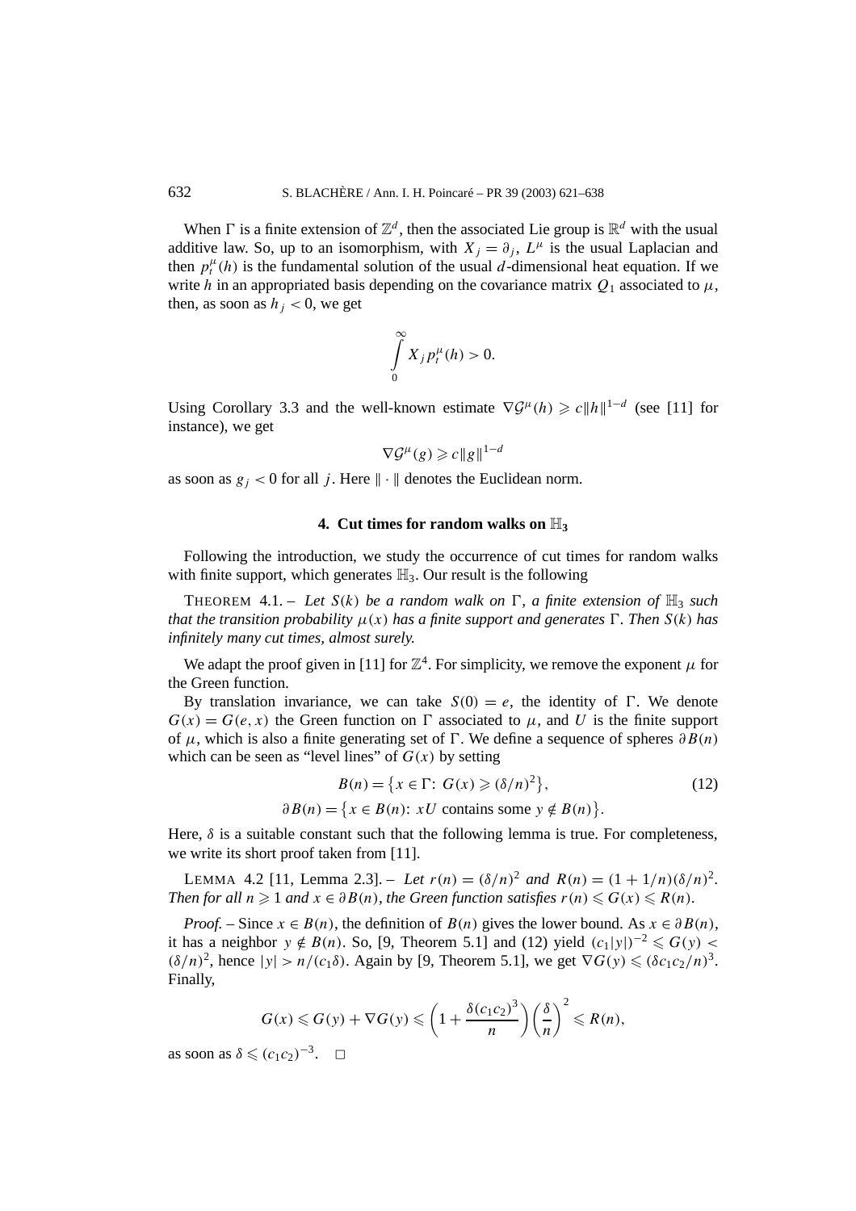When $\Gamma$ is a finite extension of $\mathbb{Z}^d$, then the associated Lie group is $\mathbb{R}^d$ with the usual additive law. So, up to an isomorphism, with $X_j = \partial_j$, $L^\mu$ is the usual Laplacian and then $p_t^\mu(h)$ is the fundamental solution of the usual $d$-dimensional heat equation. If we write $h$ in an appropriated basis depending on the covariance matrix $Q_1$ associated to $\mu$, then, as soon as $h_j < 0$, we get

$$\int_0^\infty X_j p_t^\mu(h) > 0.$$

Using Corollary 3.3 and the well-known estimate $\nabla \mathcal{G}^\mu(h) \geqslant c\|h\|^{1-d}$ (see [11] for instance), we get

$$\nabla \mathcal{G}^\mu(g) \geqslant c\|g\|^{1-d}$$

as soon as $g_j < 0$ for all $j$. Here $\|\cdot\|$ denotes the Euclidean norm.

## 4. Cut times for random walks on $\mathbb{H}_3$

Following the introduction, we study the occurrence of cut times for random walks with finite support, which generates $\mathbb{H}_3$. Our result is the following

THEOREM 4.1. – *Let $S(k)$ be a random walk on $\Gamma$, a finite extension of $\mathbb{H}_3$ such that the transition probability $\mu(x)$ has a finite support and generates $\Gamma$. Then $S(k)$ has infinitely many cut times, almost surely.*

We adapt the proof given in [11] for $\mathbb{Z}^4$. For simplicity, we remove the exponent $\mu$ for the Green function.

By translation invariance, we can take $S(0) = e$, the identity of $\Gamma$. We denote $G(x) = G(e, x)$ the Green function on $\Gamma$ associated to $\mu$, and $U$ is the finite support of $\mu$, which is also a finite generating set of $\Gamma$. We define a sequence of spheres $\partial B(n)$ which can be seen as "level lines" of $G(x)$ by setting

$$B(n) = \{x \in \Gamma\colon\ G(x) \geqslant (\delta/n)^2\}, \tag{12}$$

$$\partial B(n) = \{x \in B(n)\colon\ xU \text{ contains some } y \notin B(n)\}.$$

Here, $\delta$ is a suitable constant such that the following lemma is true. For completeness, we write its short proof taken from [11].

LEMMA 4.2 [11, Lemma 2.3]. – *Let $r(n) = (\delta/n)^2$ and $R(n) = (1 + 1/n)(\delta/n)^2$. Then for all $n \geqslant 1$ and $x \in \partial B(n)$, the Green function satisfies $r(n) \leqslant G(x) \leqslant R(n)$.*

*Proof.* – Since $x \in B(n)$, the definition of $B(n)$ gives the lower bound. As $x \in \partial B(n)$, it has a neighbor $y \notin B(n)$. So, [9, Theorem 5.1] and (12) yield $(c_1|y|)^{-2} \leqslant G(y) < (\delta/n)^2$, hence $|y| > n/(c_1\delta)$. Again by [9, Theorem 5.1], we get $\nabla G(y) \leqslant (\delta c_1 c_2/n)^3$. Finally,

$$G(x) \leqslant G(y) + \nabla G(y) \leqslant \left(1 + \frac{\delta(c_1c_2)^3}{n}\right)\left(\frac{\delta}{n}\right)^2 \leqslant R(n),$$

as soon as $\delta \leqslant (c_1c_2)^{-3}$. $\square$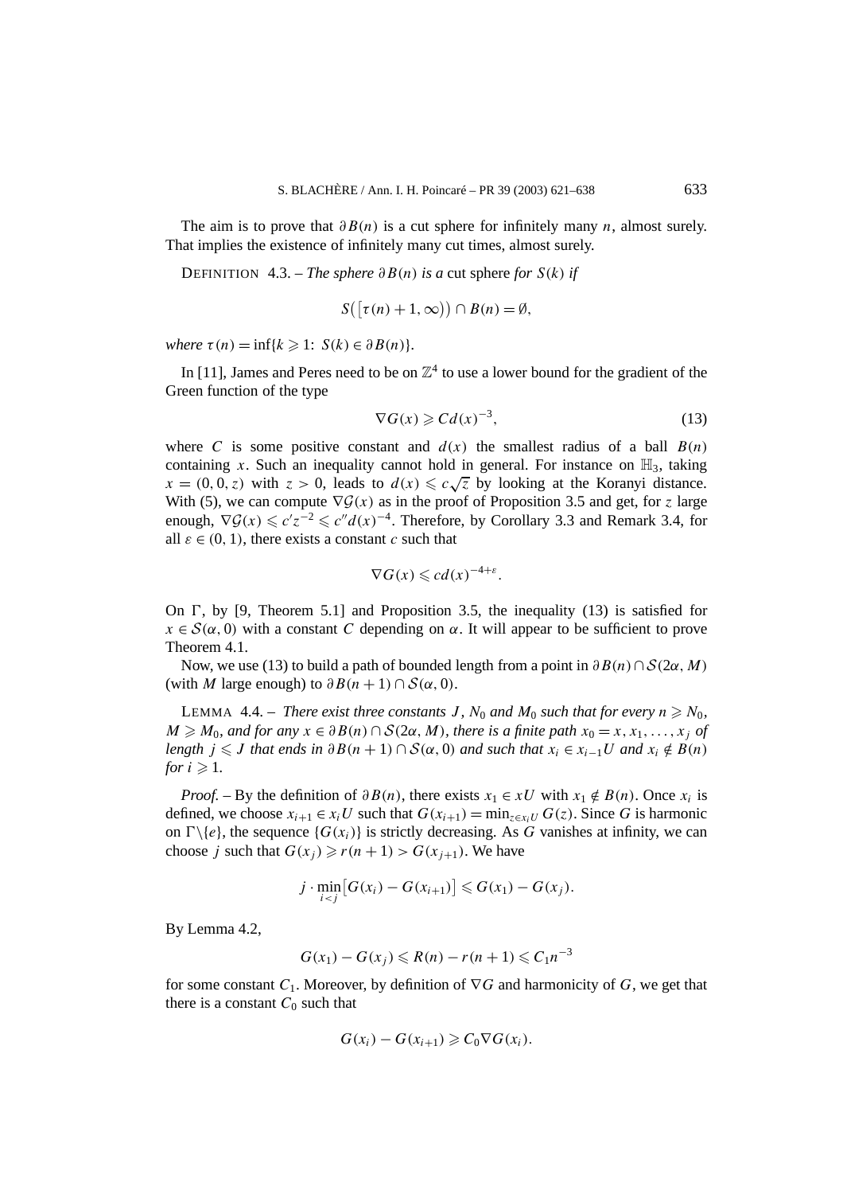The aim is to prove that $\partial B(n)$ is a cut sphere for infinitely many $n$, almost surely. That implies the existence of infinitely many cut times, almost surely.

DEFINITION 4.3. – *The sphere $\partial B(n)$ is a* cut sphere *for $S(k)$ if*

$$S\big([\tau(n)+1,\infty)\big)\cap B(n)=\emptyset,$$

*where $\tau(n)=\inf\{k\geqslant 1\colon\ S(k)\in\partial B(n)\}$.*

In [11], James and Peres need to be on $\mathbb{Z}^4$ to use a lower bound for the gradient of the Green function of the type

$$\nabla G(x)\geqslant C d(x)^{-3}, \tag{13}$$

where $C$ is some positive constant and $d(x)$ the smallest radius of a ball $B(n)$ containing $x$. Such an inequality cannot hold in general. For instance on $\mathbb{H}_3$, taking $x=(0,0,z)$ with $z>0$, leads to $d(x)\leqslant c\sqrt{z}$ by looking at the Koranyi distance. With (5), we can compute $\nabla\mathcal{G}(x)$ as in the proof of Proposition 3.5 and get, for $z$ large enough, $\nabla\mathcal{G}(x)\leqslant c'z^{-2}\leqslant c''d(x)^{-4}$. Therefore, by Corollary 3.3 and Remark 3.4, for all $\varepsilon\in(0,1)$, there exists a constant $c$ such that

$$\nabla G(x)\leqslant c d(x)^{-4+\varepsilon}.$$

On $\Gamma$, by [9, Theorem 5.1] and Proposition 3.5, the inequality (13) is satisfied for $x\in\mathcal{S}(\alpha,0)$ with a constant $C$ depending on $\alpha$. It will appear to be sufficient to prove Theorem 4.1.

Now, we use (13) to build a path of bounded length from a point in $\partial B(n)\cap\mathcal{S}(2\alpha,M)$ (with $M$ large enough) to $\partial B(n+1)\cap\mathcal{S}(\alpha,0)$.

LEMMA 4.4. – *There exist three constants $J$, $N_0$ and $M_0$ such that for every $n\geqslant N_0$, $M\geqslant M_0$, and for any $x\in\partial B(n)\cap\mathcal{S}(2\alpha,M)$, there is a finite path $x_0=x,x_1,\dots,x_j$ of length $j\leqslant J$ that ends in $\partial B(n+1)\cap\mathcal{S}(\alpha,0)$ and such that $x_i\in x_{i-1}U$ and $x_i\notin B(n)$ for $i\geqslant 1$.*

*Proof.* – By the definition of $\partial B(n)$, there exists $x_1\in xU$ with $x_1\notin B(n)$. Once $x_i$ is defined, we choose $x_{i+1}\in x_iU$ such that $G(x_{i+1})=\min_{z\in x_iU}G(z)$. Since $G$ is harmonic on $\Gamma\backslash\{e\}$, the sequence $\{G(x_i)\}$ is strictly decreasing. As $G$ vanishes at infinity, we can choose $j$ such that $G(x_j)\geqslant r(n+1)>G(x_{j+1})$. We have

$$j\cdot\min_{i<j}\big[G(x_i)-G(x_{i+1})\big]\leqslant G(x_1)-G(x_j).$$

By Lemma 4.2,

$$G(x_1)-G(x_j)\leqslant R(n)-r(n+1)\leqslant C_1n^{-3}$$

for some constant $C_1$. Moreover, by definition of $\nabla G$ and harmonicity of $G$, we get that there is a constant $C_0$ such that

$$G(x_i)-G(x_{i+1})\geqslant C_0\nabla G(x_i).$$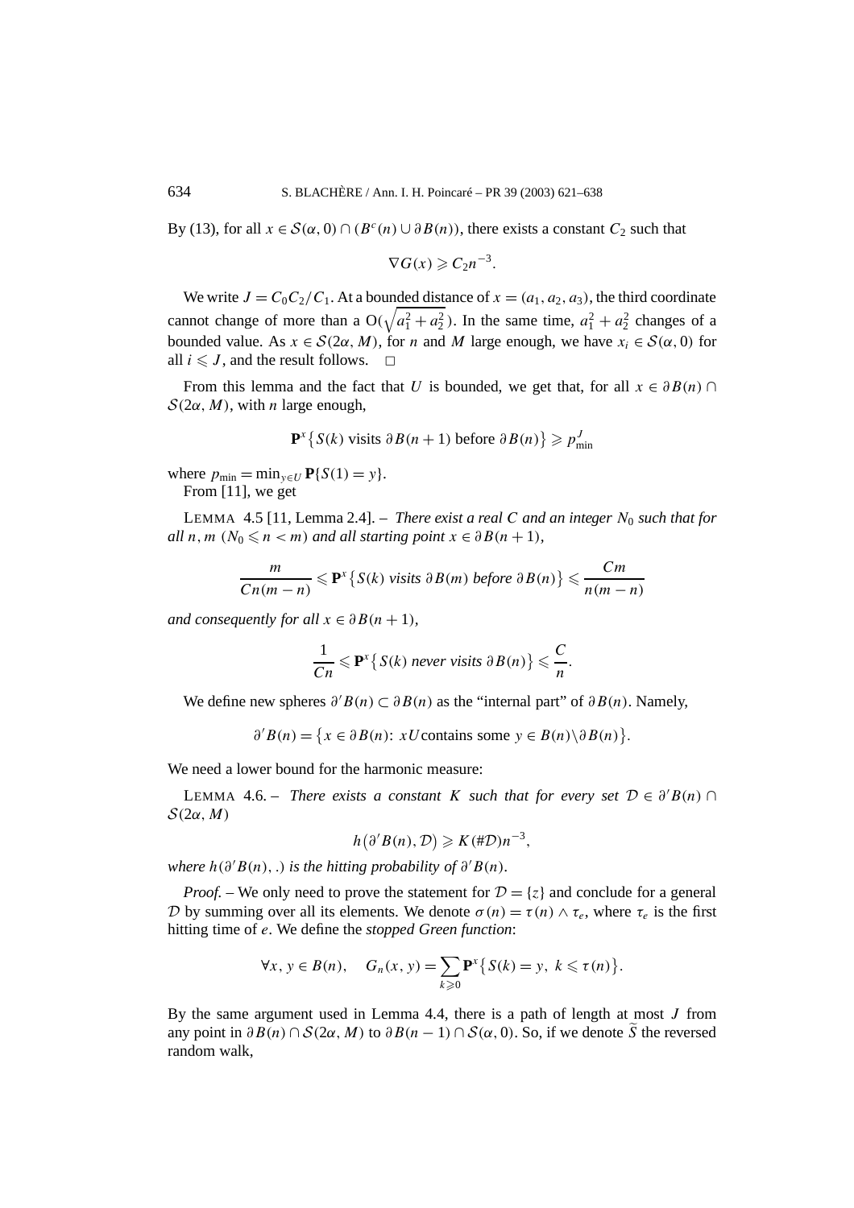By (13), for all $x \in \mathcal{S}(\alpha, 0) \cap (B^c(n) \cup \partial B(n))$, there exists a constant $C_2$ such that

$$\nabla G(x) \geqslant C_2 n^{-3}.$$

We write $J = C_0 C_2 / C_1$. At a bounded distance of $x = (a_1, a_2, a_3)$, the third coordinate cannot change of more than a $\mathrm{O}(\sqrt{a_1^2 + a_2^2})$. In the same time, $a_1^2 + a_2^2$ changes of a bounded value. As $x \in \mathcal{S}(2\alpha, M)$, for $n$ and $M$ large enough, we have $x_i \in \mathcal{S}(\alpha, 0)$ for all $i \leqslant J$, and the result follows. $\square$

From this lemma and the fact that $U$ is bounded, we get that, for all $x \in \partial B(n) \cap \mathcal{S}(2\alpha, M)$, with $n$ large enough,

$$\mathbf{P}^x\{S(k) \text{ visits } \partial B(n+1) \text{ before } \partial B(n)\} \geqslant p_{\min}^J$$

where $p_{\min} = \min_{y \in U} \mathbf{P}\{S(1) = y\}$.

From [11], we get

LEMMA 4.5 [11, Lemma 2.4]. – *There exist a real $C$ and an integer $N_0$ such that for all $n, m$ ($N_0 \leqslant n < m$) and all starting point $x \in \partial B(n+1)$,*

$$\frac{m}{Cn(m-n)} \leqslant \mathbf{P}^x\{S(k) \text{ visits } \partial B(m) \text{ before } \partial B(n)\} \leqslant \frac{Cm}{n(m-n)}$$

*and consequently for all $x \in \partial B(n+1)$,*

$$\frac{1}{Cn} \leqslant \mathbf{P}^x\{S(k) \text{ never visits } \partial B(n)\} \leqslant \frac{C}{n}.$$

We define new spheres $\partial' B(n) \subset \partial B(n)$ as the "internal part" of $\partial B(n)$. Namely,

$$\partial' B(n) = \{x \in \partial B(n)\colon\ xU \text{contains some } y \in B(n) \backslash \partial B(n)\}.$$

We need a lower bound for the harmonic measure:

LEMMA 4.6. – *There exists a constant $K$ such that for every set $\mathcal{D} \in \partial' B(n) \cap \mathcal{S}(2\alpha, M)$*

$$h(\partial' B(n), \mathcal{D}) \geqslant K(\#\mathcal{D}) n^{-3},$$

*where $h(\partial' B(n), .)$ is the hitting probability of $\partial' B(n)$.*

*Proof.* – We only need to prove the statement for $\mathcal{D} = \{z\}$ and conclude for a general $\mathcal{D}$ by summing over all its elements. We denote $\sigma(n) = \tau(n) \wedge \tau_e$, where $\tau_e$ is the first hitting time of $e$. We define the *stopped Green function*:

$$\forall x, y \in B(n), \quad G_n(x, y) = \sum_{k \geqslant 0} \mathbf{P}^x\{S(k) = y,\ k \leqslant \tau(n)\}.$$

By the same argument used in Lemma 4.4, there is a path of length at most $J$ from any point in $\partial B(n) \cap \mathcal{S}(2\alpha, M)$ to $\partial B(n-1) \cap \mathcal{S}(\alpha, 0)$. So, if we denote $\widetilde{S}$ the reversed random walk,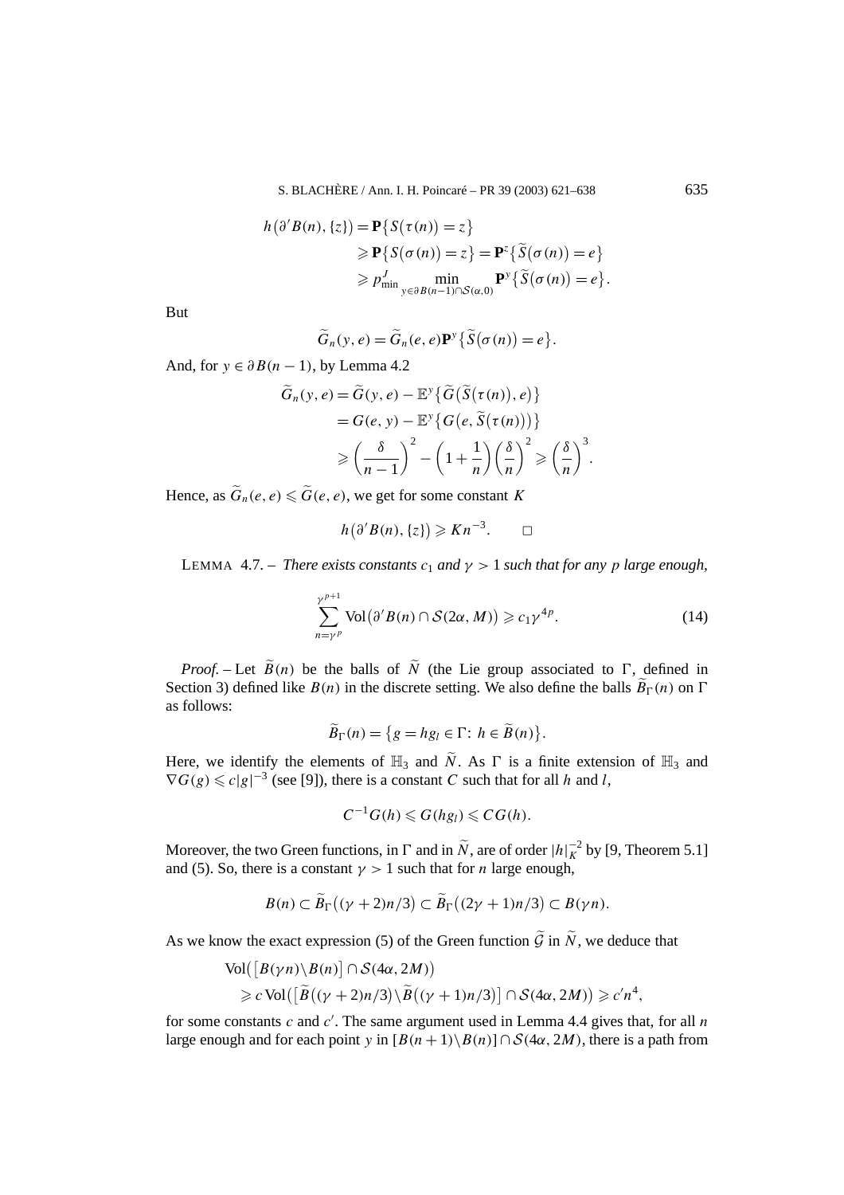$$
\begin{aligned}
h\big(\partial' B(n), \{z\}\big) &= \mathbf{P}\big\{S\big(\tau(n)\big) = z\big\} \\
&\geqslant \mathbf{P}\big\{S\big(\sigma(n)\big) = z\big\} = \mathbf{P}^z\big\{\widetilde{S}\big(\sigma(n)\big) = e\big\} \\
&\geqslant p_{\min}^J \min_{y \in \partial B(n-1) \cap \mathcal{S}(\alpha,0)} \mathbf{P}^y\big\{\widetilde{S}\big(\sigma(n)\big) = e\big\}.
\end{aligned}
$$

But

$$
\widetilde{G}_n(y,e) = \widetilde{G}_n(e,e)\mathbf{P}^y\big\{\widetilde{S}\big(\sigma(n)\big) = e\big\}.
$$

And, for $y \in \partial B(n-1)$, by Lemma 4.2

$$
\begin{aligned}
\widetilde{G}_n(y,e) &= \widetilde{G}(y,e) - \mathbb{E}^y\big\{\widetilde{G}\big(\widetilde{S}\big(\tau(n)\big), e\big)\big\} \\
&= G(e,y) - \mathbb{E}^y\big\{G\big(e, \widetilde{S}\big(\tau(n)\big)\big)\big\} \\
&\geqslant \left(\frac{\delta}{n-1}\right)^2 - \left(1 + \frac{1}{n}\right)\left(\frac{\delta}{n}\right)^2 \geqslant \left(\frac{\delta}{n}\right)^3.
\end{aligned}
$$

Hence, as $\widetilde{G}_n(e,e) \leqslant \widetilde{G}(e,e)$, we get for some constant $K$

$$
h\big(\partial' B(n), \{z\}\big) \geqslant K n^{-3}. \qquad \square
$$

LEMMA 4.7. – *There exists constants $c_1$ and $\gamma > 1$ such that for any $p$ large enough,*

$$
\sum_{n=\gamma^p}^{\gamma^{p+1}} \mathrm{Vol}\big(\partial' B(n) \cap \mathcal{S}(2\alpha, M)\big) \geqslant c_1 \gamma^{4p}. \tag{14}
$$

*Proof.* – Let $\widetilde{B}(n)$ be the balls of $\widetilde{N}$ (the Lie group associated to $\Gamma$, defined in Section 3) defined like $B(n)$ in the discrete setting. We also define the balls $\widetilde{B}_\Gamma(n)$ on $\Gamma$ as follows:

$$
\widetilde{B}_\Gamma(n) = \big\{g = hg_l \in \Gamma \colon h \in \widetilde{B}(n)\big\}.
$$

Here, we identify the elements of $\mathbb{H}_3$ and $\widetilde{N}$. As $\Gamma$ is a finite extension of $\mathbb{H}_3$ and $\nabla G(g) \leqslant c|g|^{-3}$ (see [9]), there is a constant $C$ such that for all $h$ and $l$,

$$
C^{-1} G(h) \leqslant G(hg_l) \leqslant C G(h).
$$

Moreover, the two Green functions, in $\Gamma$ and in $\widetilde{N}$, are of order $|h|_K^{-2}$ by [9, Theorem 5.1] and (5). So, there is a constant $\gamma > 1$ such that for $n$ large enough,

$$
B(n) \subset \widetilde{B}_\Gamma\big((\gamma+2)n/3\big) \subset \widetilde{B}_\Gamma\big((2\gamma+1)n/3\big) \subset B(\gamma n).
$$

As we know the exact expression (5) of the Green function $\widetilde{\mathcal{G}}$ in $\widetilde{N}$, we deduce that

$$
\begin{aligned}
&\mathrm{Vol}\big(\big[B(\gamma n)\backslash B(n)\big] \cap \mathcal{S}(4\alpha, 2M)\big) \\
&\quad \geqslant c\,\mathrm{Vol}\big(\big[\widetilde{B}\big((\gamma+2)n/3\big)\backslash \widetilde{B}\big((\gamma+1)n/3\big)\big] \cap \mathcal{S}(4\alpha, 2M)\big) \geqslant c' n^4,
\end{aligned}
$$

for some constants $c$ and $c'$. The same argument used in Lemma 4.4 gives that, for all $n$ large enough and for each point $y$ in $[B(n+1)\backslash B(n)] \cap \mathcal{S}(4\alpha, 2M)$, there is a path from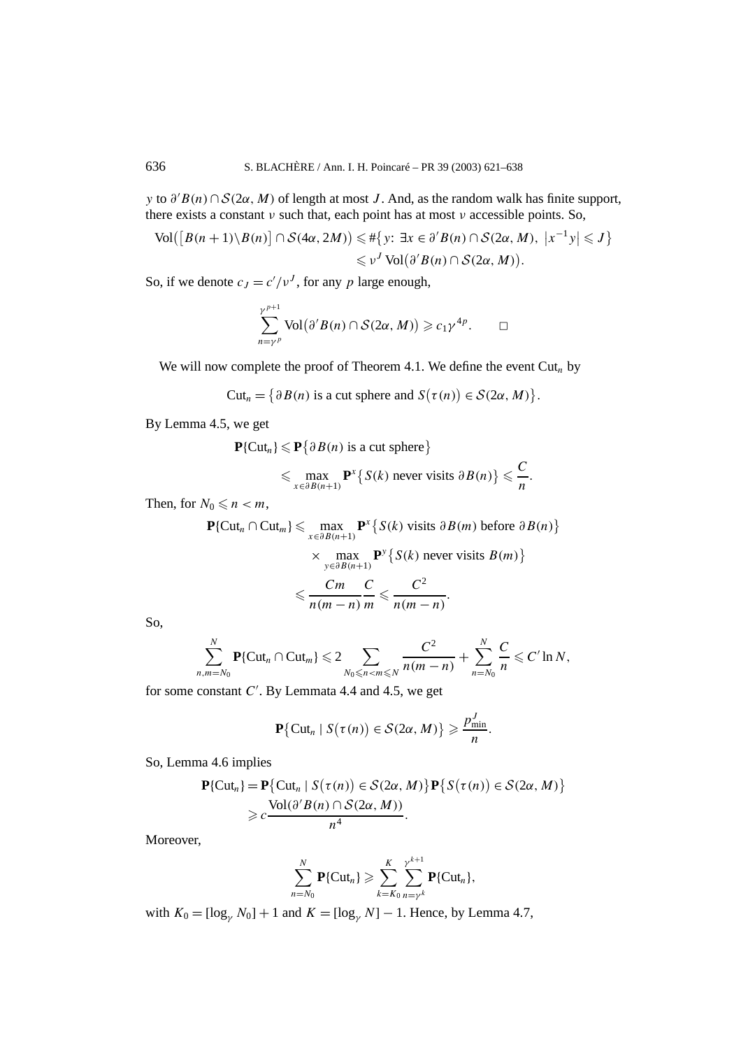$y$ to $\partial' B(n) \cap \mathcal{S}(2\alpha, M)$ of length at most $J$. And, as the random walk has finite support, there exists a constant $\nu$ such that, each point has at most $\nu$ accessible points. So,

$$\begin{aligned}
\mathrm{Vol}\big(\big[B(n+1)\backslash B(n)\big] \cap \mathcal{S}(4\alpha, 2M)\big) &\leqslant \#\big\{y\colon\ \exists x \in \partial' B(n) \cap \mathcal{S}(2\alpha, M),\ \big|x^{-1}y\big| \leqslant J\big\} \\
&\leqslant \nu^J \,\mathrm{Vol}\big(\partial' B(n) \cap \mathcal{S}(2\alpha, M)\big).
\end{aligned}$$

So, if we denote $c_J = c'/\nu^J$, for any $p$ large enough,

$$\sum_{n=\gamma^p}^{\gamma^{p+1}} \mathrm{Vol}\big(\partial' B(n) \cap \mathcal{S}(2\alpha, M)\big) \geqslant c_1 \gamma^{4p}. \qquad \square$$

We will now complete the proof of Theorem 4.1. We define the event $\mathrm{Cut}_n$ by

$$\mathrm{Cut}_n = \big\{\partial B(n) \text{ is a cut sphere and } S\big(\tau(n)\big) \in \mathcal{S}(2\alpha, M)\big\}.$$

By Lemma 4.5, we get

$$\begin{aligned}
\mathbf{P}\{\mathrm{Cut}_n\} &\leqslant \mathbf{P}\big\{\partial B(n) \text{ is a cut sphere}\big\} \\
&\leqslant \max_{x \in \partial B(n+1)} \mathbf{P}^x\big\{S(k) \text{ never visits } \partial B(n)\big\} \leqslant \frac{C}{n}.
\end{aligned}$$

Then, for $N_0 \leqslant n < m$,

$$\begin{aligned}
\mathbf{P}\{\mathrm{Cut}_n \cap \mathrm{Cut}_m\} &\leqslant \max_{x \in \partial B(n+1)} \mathbf{P}^x\big\{S(k) \text{ visits } \partial B(m) \text{ before } \partial B(n)\big\} \\
&\quad \times \max_{y \in \partial B(n+1)} \mathbf{P}^y\big\{S(k) \text{ never visits } B(m)\big\} \\
&\leqslant \frac{Cm}{n(m-n)} \frac{C}{m} \leqslant \frac{C^2}{n(m-n)}.
\end{aligned}$$

So,

$$\sum_{n,m=N_0}^{N} \mathbf{P}\{\mathrm{Cut}_n \cap \mathrm{Cut}_m\} \leqslant 2 \sum_{N_0 \leqslant n < m \leqslant N} \frac{C^2}{n(m-n)} + \sum_{n=N_0}^{N} \frac{C}{n} \leqslant C' \ln N,$$

for some constant $C'$. By Lemmata 4.4 and 4.5, we get

$$\mathbf{P}\big\{\mathrm{Cut}_n \mid S\big(\tau(n)\big) \in \mathcal{S}(2\alpha, M)\big\} \geqslant \frac{p_{\min}^J}{n}.$$

So, Lemma 4.6 implies

$$\begin{aligned}
\mathbf{P}\{\mathrm{Cut}_n\} &= \mathbf{P}\big\{\mathrm{Cut}_n \mid S\big(\tau(n)\big) \in \mathcal{S}(2\alpha, M)\big\} \mathbf{P}\big\{S\big(\tau(n)\big) \in \mathcal{S}(2\alpha, M)\big\} \\
&\geqslant c \frac{\mathrm{Vol}(\partial' B(n) \cap \mathcal{S}(2\alpha, M))}{n^4}.
\end{aligned}$$

Moreover,

$$\sum_{n=N_0}^{N} \mathbf{P}\{\mathrm{Cut}_n\} \geqslant \sum_{k=K_0}^{K} \sum_{n=\gamma^k}^{\gamma^{k+1}} \mathbf{P}\{\mathrm{Cut}_n\},$$

with $K_0 = [\log_\gamma N_0] + 1$ and $K = [\log_\gamma N] - 1$. Hence, by Lemma 4.7,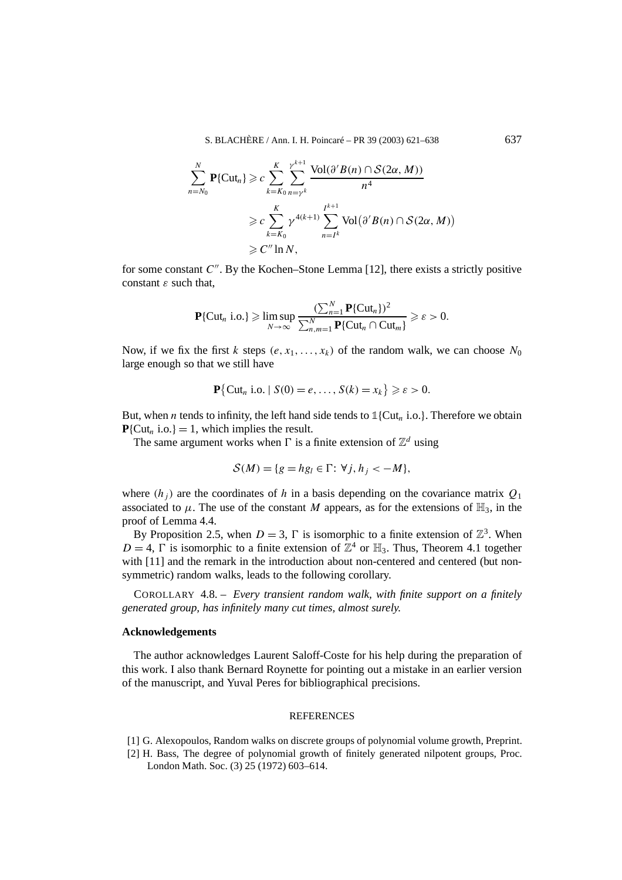$$
\begin{aligned}
\sum_{n=N_0}^{N} \mathbf{P}\{\mathrm{Cut}_n\} &\geqslant c \sum_{k=K_0}^{K} \sum_{n=\gamma^k}^{\gamma^{k+1}} \frac{\mathrm{Vol}(\partial' B(n) \cap \mathcal{S}(2\alpha, M))}{n^4} \\
&\geqslant c \sum_{k=K_0}^{K} \gamma^{4(k+1)} \sum_{n=I^k}^{I^{k+1}} \mathrm{Vol}\big(\partial' B(n) \cap \mathcal{S}(2\alpha, M)\big) \\
&\geqslant C'' \ln N,
\end{aligned}
$$

for some constant $C''$. By the Kochen–Stone Lemma [12], there exists a strictly positive constant $\varepsilon$ such that,

$$
\mathbf{P}\{\mathrm{Cut}_n \text{ i.o.}\} \geqslant \limsup_{N\to\infty} \frac{(\sum_{n=1}^{N} \mathbf{P}\{\mathrm{Cut}_n\})^2}{\sum_{n,m=1}^{N} \mathbf{P}\{\mathrm{Cut}_n \cap \mathrm{Cut}_m\}} \geqslant \varepsilon > 0.
$$

Now, if we fix the first $k$ steps $(e, x_1, \ldots, x_k)$ of the random walk, we can choose $N_0$ large enough so that we still have

$$
\mathbf{P}\big\{\mathrm{Cut}_n \text{ i.o.} \mid S(0) = e, \ldots, S(k) = x_k\big\} \geqslant \varepsilon > 0.
$$

But, when $n$ tends to infinity, the left hand side tends to $\mathbb{1}\{\mathrm{Cut}_n \text{ i.o.}\}$. Therefore we obtain $\mathbf{P}\{\mathrm{Cut}_n \text{ i.o.}\} = 1$, which implies the result.

The same argument works when $\Gamma$ is a finite extension of $\mathbb{Z}^d$ using

$$
\mathcal{S}(M) = \{g = hg_l \in \Gamma \colon \forall j, h_j < -M\},
$$

where $(h_j)$ are the coordinates of $h$ in a basis depending on the covariance matrix $Q_1$ associated to $\mu$. The use of the constant $M$ appears, as for the extensions of $\mathbb{H}_3$, in the proof of Lemma 4.4.

By Proposition 2.5, when $D = 3$, $\Gamma$ is isomorphic to a finite extension of $\mathbb{Z}^3$. When $D = 4$, $\Gamma$ is isomorphic to a finite extension of $\mathbb{Z}^4$ or $\mathbb{H}_3$. Thus, Theorem 4.1 together with [11] and the remark in the introduction about non-centered and centered (but non-symmetric) random walks, leads to the following corollary.

COROLLARY 4.8. – *Every transient random walk, with finite support on a finitely generated group, has infinitely many cut times, almost surely.*

### Acknowledgements

The author acknowledges Laurent Saloff-Coste for his help during the preparation of this work. I also thank Bernard Roynette for pointing out a mistake in an earlier version of the manuscript, and Yuval Peres for bibliographical precisions.

## REFERENCES

[1] G. Alexopoulos, Random walks on discrete groups of polynomial volume growth, Preprint.

[2] H. Bass, The degree of polynomial growth of finitely generated nilpotent groups, Proc. London Math. Soc. (3) 25 (1972) 603–614.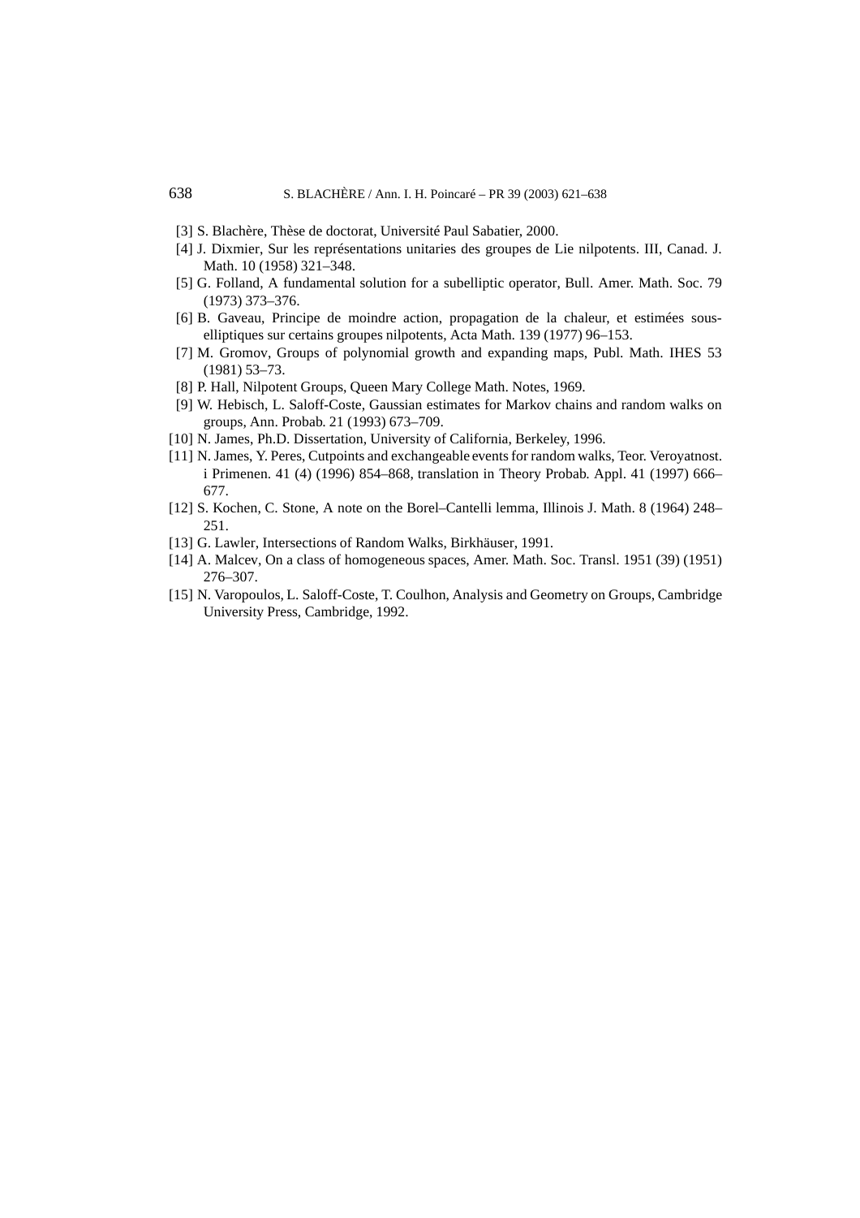[3] S. Blachère, Thèse de doctorat, Université Paul Sabatier, 2000.

[4] J. Dixmier, Sur les représentations unitaries des groupes de Lie nilpotents. III, Canad. J. Math. 10 (1958) 321–348.

[5] G. Folland, A fundamental solution for a subelliptic operator, Bull. Amer. Math. Soc. 79 (1973) 373–376.

[6] B. Gaveau, Principe de moindre action, propagation de la chaleur, et estimées sous-elliptiques sur certains groupes nilpotents, Acta Math. 139 (1977) 96–153.

[7] M. Gromov, Groups of polynomial growth and expanding maps, Publ. Math. IHES 53 (1981) 53–73.

[8] P. Hall, Nilpotent Groups, Queen Mary College Math. Notes, 1969.

[9] W. Hebisch, L. Saloff-Coste, Gaussian estimates for Markov chains and random walks on groups, Ann. Probab. 21 (1993) 673–709.

[10] N. James, Ph.D. Dissertation, University of California, Berkeley, 1996.

[11] N. James, Y. Peres, Cutpoints and exchangeable events for random walks, Teor. Veroyatnost. i Primenen. 41 (4) (1996) 854–868, translation in Theory Probab. Appl. 41 (1997) 666–677.

[12] S. Kochen, C. Stone, A note on the Borel–Cantelli lemma, Illinois J. Math. 8 (1964) 248–251.

[13] G. Lawler, Intersections of Random Walks, Birkhäuser, 1991.

[14] A. Malcev, On a class of homogeneous spaces, Amer. Math. Soc. Transl. 1951 (39) (1951) 276–307.

[15] N. Varopoulos, L. Saloff-Coste, T. Coulhon, Analysis and Geometry on Groups, Cambridge University Press, Cambridge, 1992.